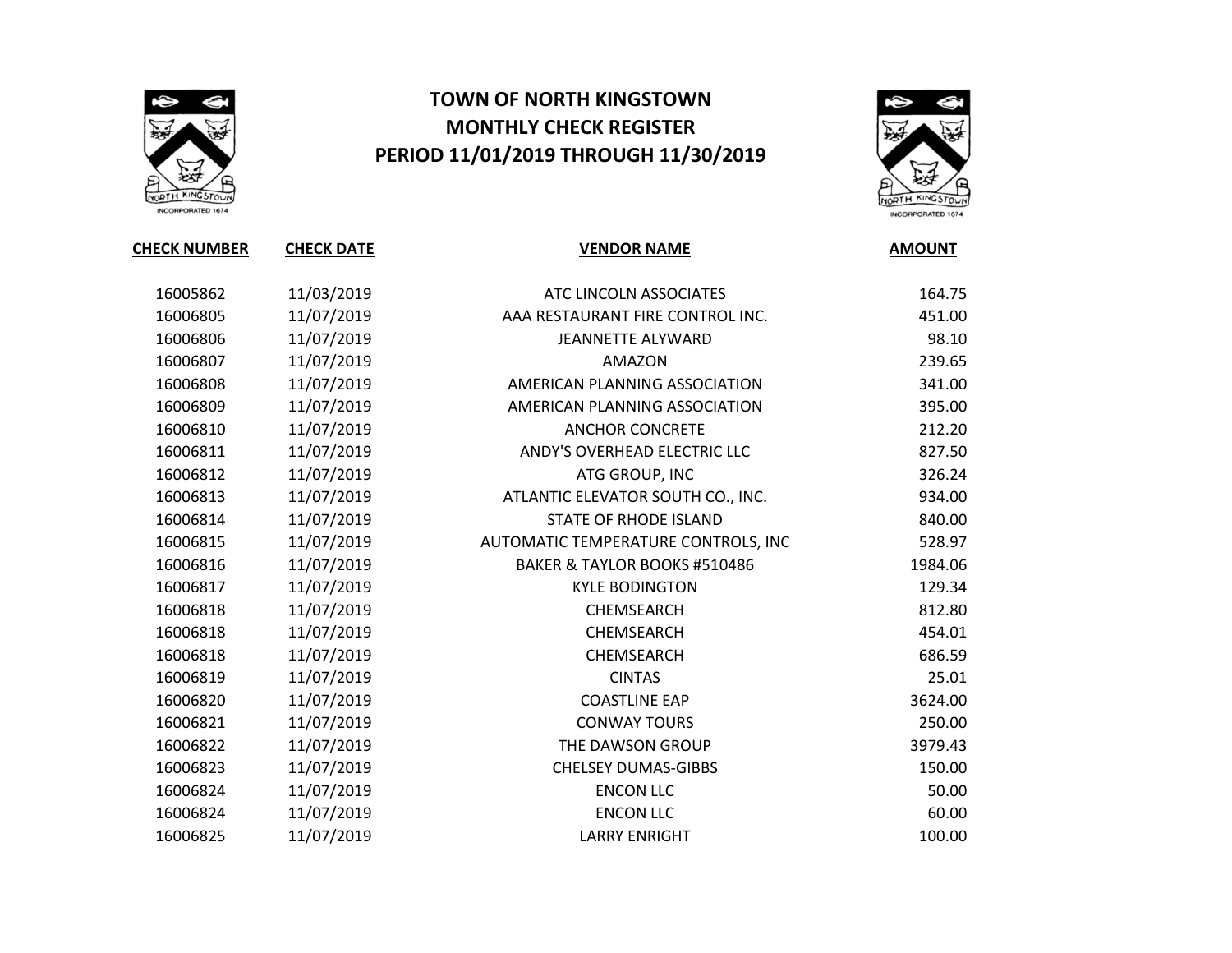# TOWN OF NORTH KINGSTOWN
## MONTHLY CHECK REGISTER
## PERIOD 11/01/2019 THROUGH 11/30/2019

| CHECK NUMBER | CHECK DATE | VENDOR NAME | AMOUNT |
|---|---|---|---|
| 16005862 | 11/03/2019 | ATC LINCOLN ASSOCIATES | 164.75 |
| 16006805 | 11/07/2019 | AAA RESTAURANT FIRE CONTROL INC. | 451.00 |
| 16006806 | 11/07/2019 | JEANNETTE ALYWARD | 98.10 |
| 16006807 | 11/07/2019 | AMAZON | 239.65 |
| 16006808 | 11/07/2019 | AMERICAN PLANNING ASSOCIATION | 341.00 |
| 16006809 | 11/07/2019 | AMERICAN PLANNING ASSOCIATION | 395.00 |
| 16006810 | 11/07/2019 | ANCHOR CONCRETE | 212.20 |
| 16006811 | 11/07/2019 | ANDY'S OVERHEAD ELECTRIC LLC | 827.50 |
| 16006812 | 11/07/2019 | ATG GROUP, INC | 326.24 |
| 16006813 | 11/07/2019 | ATLANTIC ELEVATOR SOUTH CO., INC. | 934.00 |
| 16006814 | 11/07/2019 | STATE OF RHODE ISLAND | 840.00 |
| 16006815 | 11/07/2019 | AUTOMATIC TEMPERATURE CONTROLS, INC | 528.97 |
| 16006816 | 11/07/2019 | BAKER & TAYLOR BOOKS #510486 | 1984.06 |
| 16006817 | 11/07/2019 | KYLE BODINGTON | 129.34 |
| 16006818 | 11/07/2019 | CHEMSEARCH | 812.80 |
| 16006818 | 11/07/2019 | CHEMSEARCH | 454.01 |
| 16006818 | 11/07/2019 | CHEMSEARCH | 686.59 |
| 16006819 | 11/07/2019 | CINTAS | 25.01 |
| 16006820 | 11/07/2019 | COASTLINE EAP | 3624.00 |
| 16006821 | 11/07/2019 | CONWAY TOURS | 250.00 |
| 16006822 | 11/07/2019 | THE DAWSON GROUP | 3979.43 |
| 16006823 | 11/07/2019 | CHELSEY DUMAS-GIBBS | 150.00 |
| 16006824 | 11/07/2019 | ENCON LLC | 50.00 |
| 16006824 | 11/07/2019 | ENCON LLC | 60.00 |
| 16006825 | 11/07/2019 | LARRY ENRIGHT | 100.00 |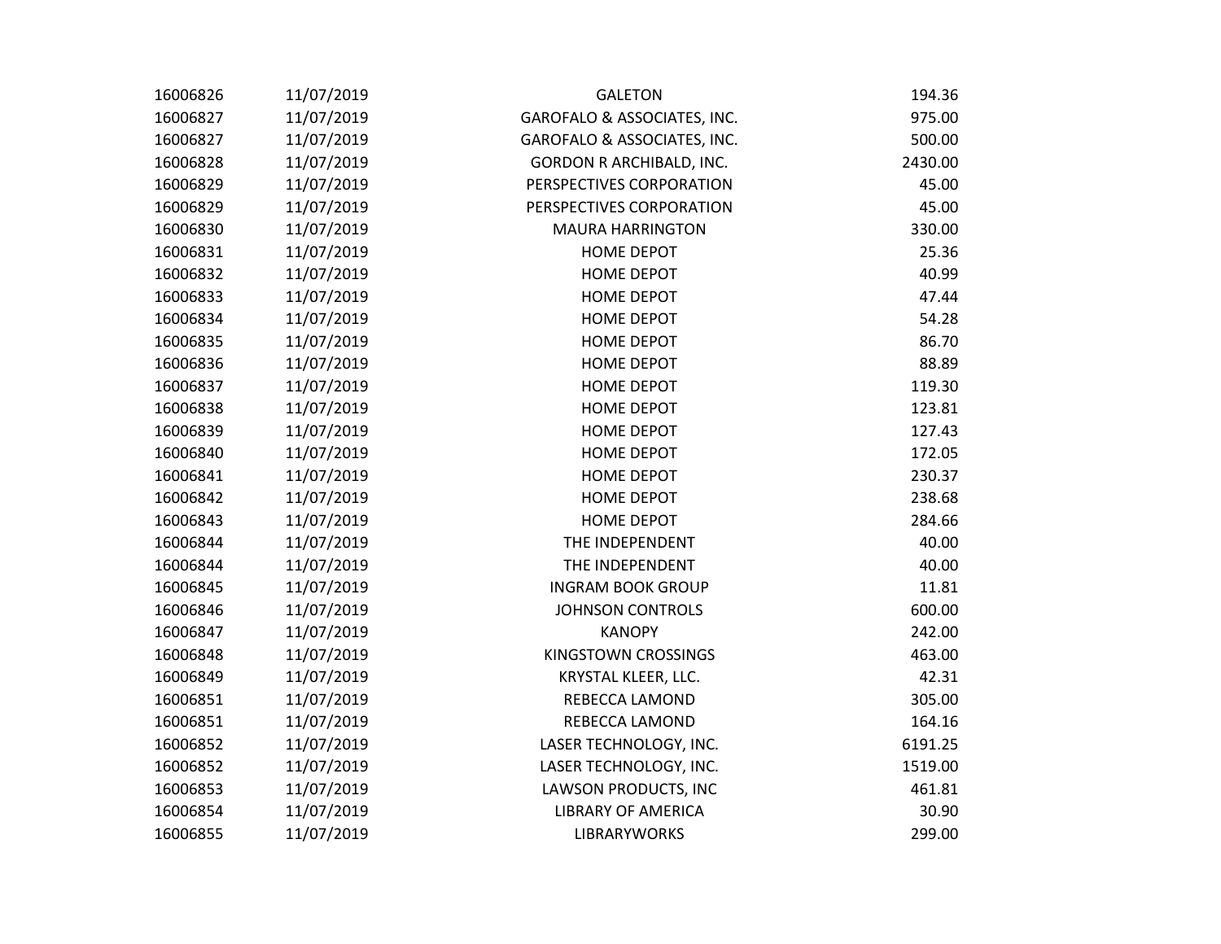| | | | |
|---|---|---|---|
| 16006826 | 11/07/2019 | GALETON | 194.36 |
| 16006827 | 11/07/2019 | GAROFALO & ASSOCIATES, INC. | 975.00 |
| 16006827 | 11/07/2019 | GAROFALO & ASSOCIATES, INC. | 500.00 |
| 16006828 | 11/07/2019 | GORDON R ARCHIBALD, INC. | 2430.00 |
| 16006829 | 11/07/2019 | PERSPECTIVES CORPORATION | 45.00 |
| 16006829 | 11/07/2019 | PERSPECTIVES CORPORATION | 45.00 |
| 16006830 | 11/07/2019 | MAURA HARRINGTON | 330.00 |
| 16006831 | 11/07/2019 | HOME DEPOT | 25.36 |
| 16006832 | 11/07/2019 | HOME DEPOT | 40.99 |
| 16006833 | 11/07/2019 | HOME DEPOT | 47.44 |
| 16006834 | 11/07/2019 | HOME DEPOT | 54.28 |
| 16006835 | 11/07/2019 | HOME DEPOT | 86.70 |
| 16006836 | 11/07/2019 | HOME DEPOT | 88.89 |
| 16006837 | 11/07/2019 | HOME DEPOT | 119.30 |
| 16006838 | 11/07/2019 | HOME DEPOT | 123.81 |
| 16006839 | 11/07/2019 | HOME DEPOT | 127.43 |
| 16006840 | 11/07/2019 | HOME DEPOT | 172.05 |
| 16006841 | 11/07/2019 | HOME DEPOT | 230.37 |
| 16006842 | 11/07/2019 | HOME DEPOT | 238.68 |
| 16006843 | 11/07/2019 | HOME DEPOT | 284.66 |
| 16006844 | 11/07/2019 | THE INDEPENDENT | 40.00 |
| 16006844 | 11/07/2019 | THE INDEPENDENT | 40.00 |
| 16006845 | 11/07/2019 | INGRAM BOOK GROUP | 11.81 |
| 16006846 | 11/07/2019 | JOHNSON CONTROLS | 600.00 |
| 16006847 | 11/07/2019 | KANOPY | 242.00 |
| 16006848 | 11/07/2019 | KINGSTOWN CROSSINGS | 463.00 |
| 16006849 | 11/07/2019 | KRYSTAL KLEER, LLC. | 42.31 |
| 16006851 | 11/07/2019 | REBECCA LAMOND | 305.00 |
| 16006851 | 11/07/2019 | REBECCA LAMOND | 164.16 |
| 16006852 | 11/07/2019 | LASER TECHNOLOGY, INC. | 6191.25 |
| 16006852 | 11/07/2019 | LASER TECHNOLOGY, INC. | 1519.00 |
| 16006853 | 11/07/2019 | LAWSON PRODUCTS, INC | 461.81 |
| 16006854 | 11/07/2019 | LIBRARY OF AMERICA | 30.90 |
| 16006855 | 11/07/2019 | LIBRARYWORKS | 299.00 |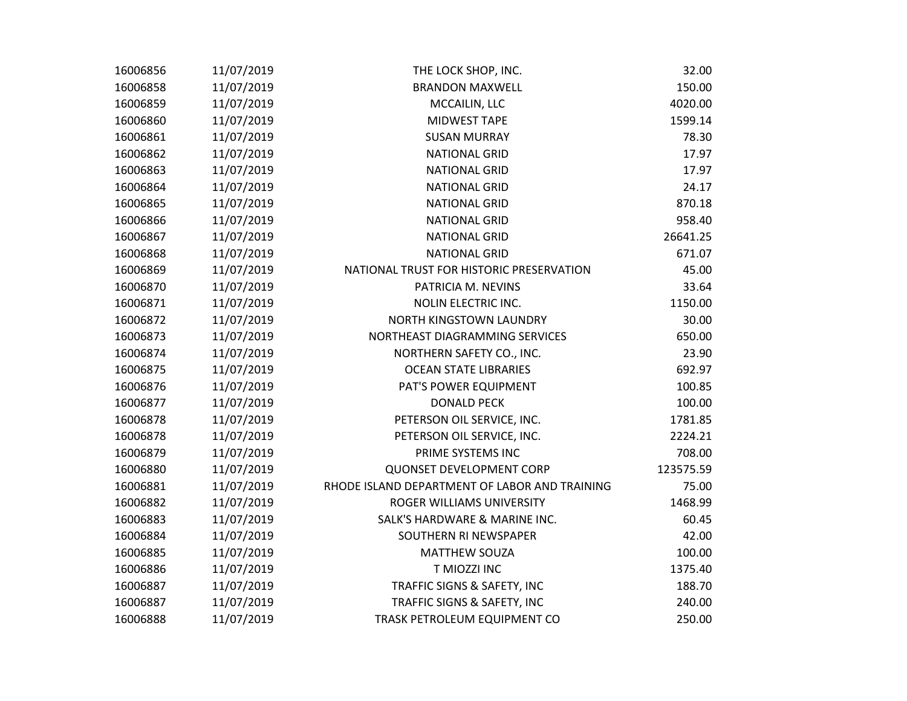| | | | |
|---|---|---|---|
| 16006856 | 11/07/2019 | THE LOCK SHOP, INC. | 32.00 |
| 16006858 | 11/07/2019 | BRANDON MAXWELL | 150.00 |
| 16006859 | 11/07/2019 | MCCAILIN, LLC | 4020.00 |
| 16006860 | 11/07/2019 | MIDWEST TAPE | 1599.14 |
| 16006861 | 11/07/2019 | SUSAN MURRAY | 78.30 |
| 16006862 | 11/07/2019 | NATIONAL GRID | 17.97 |
| 16006863 | 11/07/2019 | NATIONAL GRID | 17.97 |
| 16006864 | 11/07/2019 | NATIONAL GRID | 24.17 |
| 16006865 | 11/07/2019 | NATIONAL GRID | 870.18 |
| 16006866 | 11/07/2019 | NATIONAL GRID | 958.40 |
| 16006867 | 11/07/2019 | NATIONAL GRID | 26641.25 |
| 16006868 | 11/07/2019 | NATIONAL GRID | 671.07 |
| 16006869 | 11/07/2019 | NATIONAL TRUST FOR HISTORIC PRESERVATION | 45.00 |
| 16006870 | 11/07/2019 | PATRICIA M. NEVINS | 33.64 |
| 16006871 | 11/07/2019 | NOLIN ELECTRIC INC. | 1150.00 |
| 16006872 | 11/07/2019 | NORTH KINGSTOWN LAUNDRY | 30.00 |
| 16006873 | 11/07/2019 | NORTHEAST DIAGRAMMING SERVICES | 650.00 |
| 16006874 | 11/07/2019 | NORTHERN SAFETY CO., INC. | 23.90 |
| 16006875 | 11/07/2019 | OCEAN STATE LIBRARIES | 692.97 |
| 16006876 | 11/07/2019 | PAT'S POWER EQUIPMENT | 100.85 |
| 16006877 | 11/07/2019 | DONALD PECK | 100.00 |
| 16006878 | 11/07/2019 | PETERSON OIL SERVICE, INC. | 1781.85 |
| 16006878 | 11/07/2019 | PETERSON OIL SERVICE, INC. | 2224.21 |
| 16006879 | 11/07/2019 | PRIME SYSTEMS INC | 708.00 |
| 16006880 | 11/07/2019 | QUONSET DEVELOPMENT CORP | 123575.59 |
| 16006881 | 11/07/2019 | RHODE ISLAND DEPARTMENT OF LABOR AND TRAINING | 75.00 |
| 16006882 | 11/07/2019 | ROGER WILLIAMS UNIVERSITY | 1468.99 |
| 16006883 | 11/07/2019 | SALK'S HARDWARE & MARINE INC. | 60.45 |
| 16006884 | 11/07/2019 | SOUTHERN RI NEWSPAPER | 42.00 |
| 16006885 | 11/07/2019 | MATTHEW SOUZA | 100.00 |
| 16006886 | 11/07/2019 | T MIOZZI INC | 1375.40 |
| 16006887 | 11/07/2019 | TRAFFIC SIGNS & SAFETY, INC | 188.70 |
| 16006887 | 11/07/2019 | TRAFFIC SIGNS & SAFETY, INC | 240.00 |
| 16006888 | 11/07/2019 | TRASK PETROLEUM EQUIPMENT CO | 250.00 |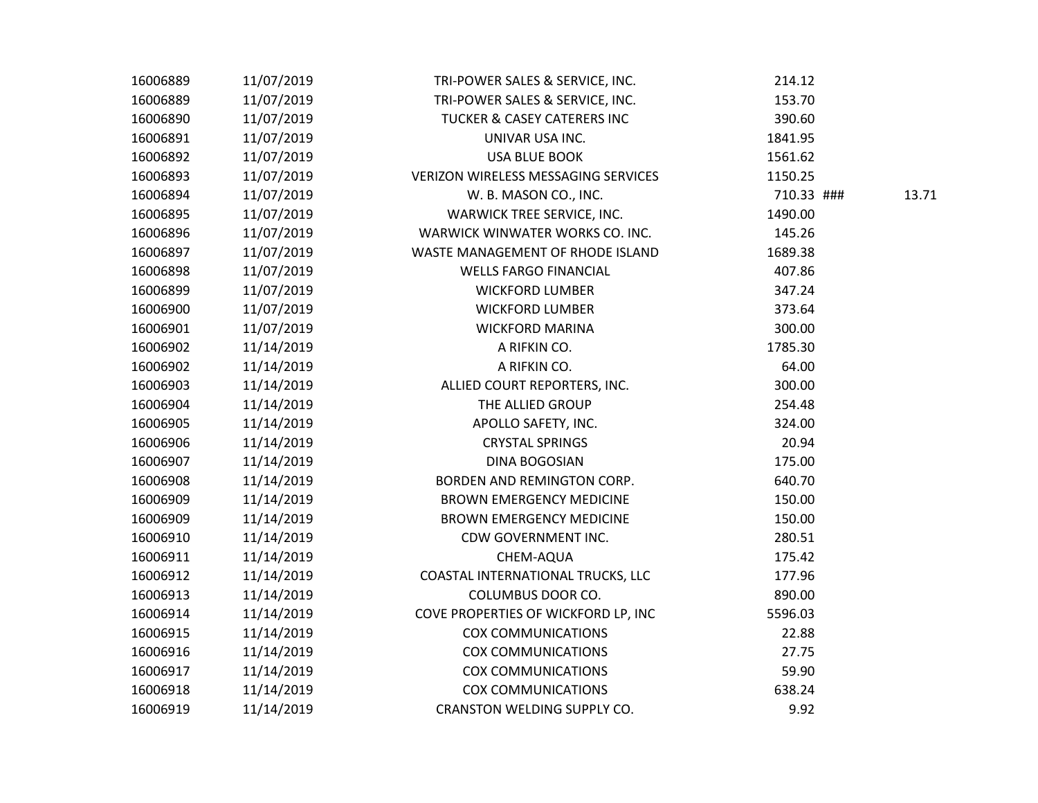| | | | | | |
|---|---|---|---|---|---|
| 16006889 | 11/07/2019 | TRI-POWER SALES & SERVICE, INC. | 214.12 | | |
| 16006889 | 11/07/2019 | TRI-POWER SALES & SERVICE, INC. | 153.70 | | |
| 16006890 | 11/07/2019 | TUCKER & CASEY CATERERS INC | 390.60 | | |
| 16006891 | 11/07/2019 | UNIVAR USA INC. | 1841.95 | | |
| 16006892 | 11/07/2019 | USA BLUE BOOK | 1561.62 | | |
| 16006893 | 11/07/2019 | VERIZON WIRELESS MESSAGING SERVICES | 1150.25 | | |
| 16006894 | 11/07/2019 | W. B. MASON CO., INC. | 710.33 | ### | 13.71 |
| 16006895 | 11/07/2019 | WARWICK TREE SERVICE, INC. | 1490.00 | | |
| 16006896 | 11/07/2019 | WARWICK WINWATER WORKS CO. INC. | 145.26 | | |
| 16006897 | 11/07/2019 | WASTE MANAGEMENT OF RHODE ISLAND | 1689.38 | | |
| 16006898 | 11/07/2019 | WELLS FARGO FINANCIAL | 407.86 | | |
| 16006899 | 11/07/2019 | WICKFORD LUMBER | 347.24 | | |
| 16006900 | 11/07/2019 | WICKFORD LUMBER | 373.64 | | |
| 16006901 | 11/07/2019 | WICKFORD MARINA | 300.00 | | |
| 16006902 | 11/14/2019 | A RIFKIN CO. | 1785.30 | | |
| 16006902 | 11/14/2019 | A RIFKIN CO. | 64.00 | | |
| 16006903 | 11/14/2019 | ALLIED COURT REPORTERS, INC. | 300.00 | | |
| 16006904 | 11/14/2019 | THE ALLIED GROUP | 254.48 | | |
| 16006905 | 11/14/2019 | APOLLO SAFETY, INC. | 324.00 | | |
| 16006906 | 11/14/2019 | CRYSTAL SPRINGS | 20.94 | | |
| 16006907 | 11/14/2019 | DINA BOGOSIAN | 175.00 | | |
| 16006908 | 11/14/2019 | BORDEN AND REMINGTON CORP. | 640.70 | | |
| 16006909 | 11/14/2019 | BROWN EMERGENCY MEDICINE | 150.00 | | |
| 16006909 | 11/14/2019 | BROWN EMERGENCY MEDICINE | 150.00 | | |
| 16006910 | 11/14/2019 | CDW GOVERNMENT INC. | 280.51 | | |
| 16006911 | 11/14/2019 | CHEM-AQUA | 175.42 | | |
| 16006912 | 11/14/2019 | COASTAL INTERNATIONAL TRUCKS, LLC | 177.96 | | |
| 16006913 | 11/14/2019 | COLUMBUS DOOR CO. | 890.00 | | |
| 16006914 | 11/14/2019 | COVE PROPERTIES OF WICKFORD LP, INC | 5596.03 | | |
| 16006915 | 11/14/2019 | COX COMMUNICATIONS | 22.88 | | |
| 16006916 | 11/14/2019 | COX COMMUNICATIONS | 27.75 | | |
| 16006917 | 11/14/2019 | COX COMMUNICATIONS | 59.90 | | |
| 16006918 | 11/14/2019 | COX COMMUNICATIONS | 638.24 | | |
| 16006919 | 11/14/2019 | CRANSTON WELDING SUPPLY CO. | 9.92 | | |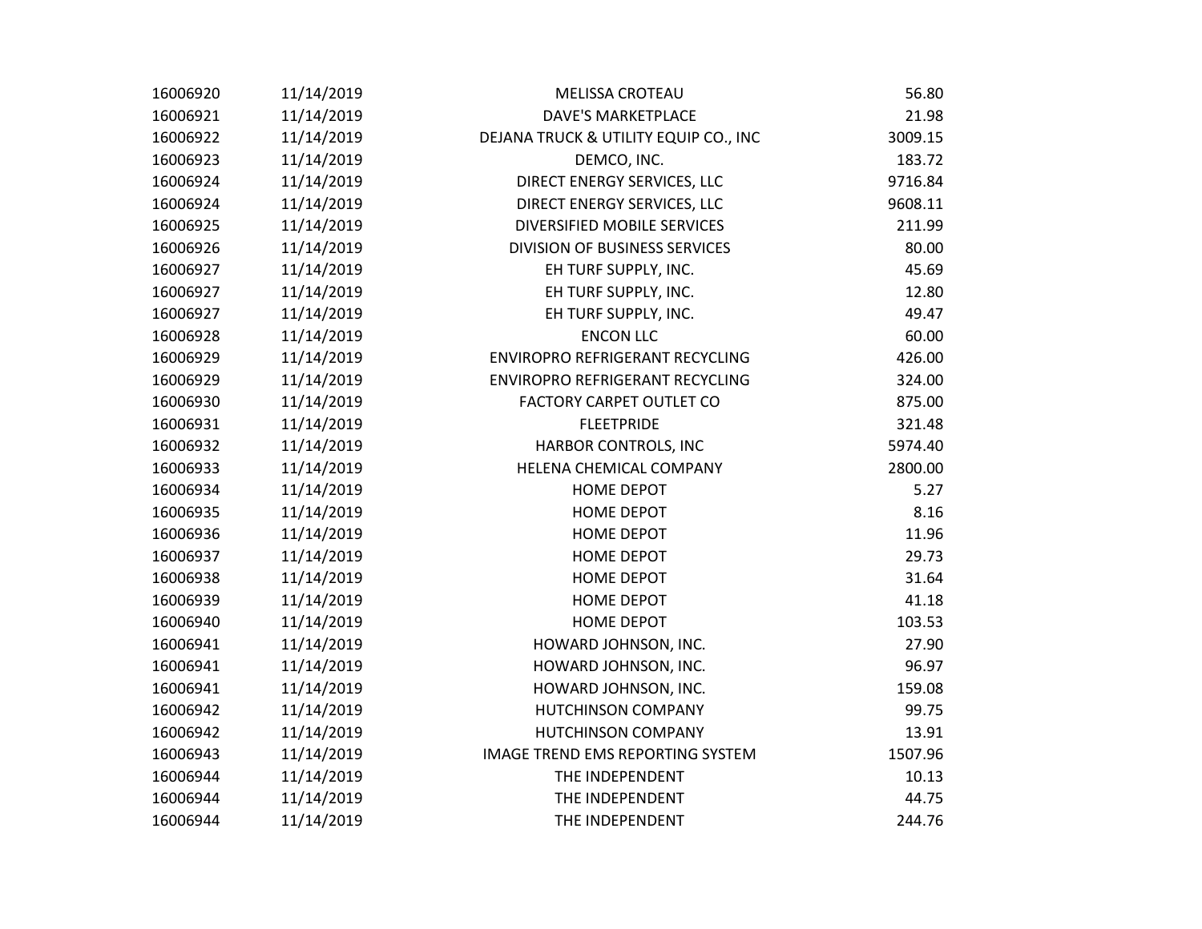| | | | |
|---|---|---|---|
| 16006920 | 11/14/2019 | MELISSA CROTEAU | 56.80 |
| 16006921 | 11/14/2019 | DAVE'S MARKETPLACE | 21.98 |
| 16006922 | 11/14/2019 | DEJANA TRUCK & UTILITY EQUIP CO., INC | 3009.15 |
| 16006923 | 11/14/2019 | DEMCO, INC. | 183.72 |
| 16006924 | 11/14/2019 | DIRECT ENERGY SERVICES, LLC | 9716.84 |
| 16006924 | 11/14/2019 | DIRECT ENERGY SERVICES, LLC | 9608.11 |
| 16006925 | 11/14/2019 | DIVERSIFIED MOBILE SERVICES | 211.99 |
| 16006926 | 11/14/2019 | DIVISION OF BUSINESS SERVICES | 80.00 |
| 16006927 | 11/14/2019 | EH TURF SUPPLY, INC. | 45.69 |
| 16006927 | 11/14/2019 | EH TURF SUPPLY, INC. | 12.80 |
| 16006927 | 11/14/2019 | EH TURF SUPPLY, INC. | 49.47 |
| 16006928 | 11/14/2019 | ENCON LLC | 60.00 |
| 16006929 | 11/14/2019 | ENVIROPRO REFRIGERANT RECYCLING | 426.00 |
| 16006929 | 11/14/2019 | ENVIROPRO REFRIGERANT RECYCLING | 324.00 |
| 16006930 | 11/14/2019 | FACTORY CARPET OUTLET CO | 875.00 |
| 16006931 | 11/14/2019 | FLEETPRIDE | 321.48 |
| 16006932 | 11/14/2019 | HARBOR CONTROLS, INC | 5974.40 |
| 16006933 | 11/14/2019 | HELENA CHEMICAL COMPANY | 2800.00 |
| 16006934 | 11/14/2019 | HOME DEPOT | 5.27 |
| 16006935 | 11/14/2019 | HOME DEPOT | 8.16 |
| 16006936 | 11/14/2019 | HOME DEPOT | 11.96 |
| 16006937 | 11/14/2019 | HOME DEPOT | 29.73 |
| 16006938 | 11/14/2019 | HOME DEPOT | 31.64 |
| 16006939 | 11/14/2019 | HOME DEPOT | 41.18 |
| 16006940 | 11/14/2019 | HOME DEPOT | 103.53 |
| 16006941 | 11/14/2019 | HOWARD JOHNSON, INC. | 27.90 |
| 16006941 | 11/14/2019 | HOWARD JOHNSON, INC. | 96.97 |
| 16006941 | 11/14/2019 | HOWARD JOHNSON, INC. | 159.08 |
| 16006942 | 11/14/2019 | HUTCHINSON COMPANY | 99.75 |
| 16006942 | 11/14/2019 | HUTCHINSON COMPANY | 13.91 |
| 16006943 | 11/14/2019 | IMAGE TREND EMS REPORTING SYSTEM | 1507.96 |
| 16006944 | 11/14/2019 | THE INDEPENDENT | 10.13 |
| 16006944 | 11/14/2019 | THE INDEPENDENT | 44.75 |
| 16006944 | 11/14/2019 | THE INDEPENDENT | 244.76 |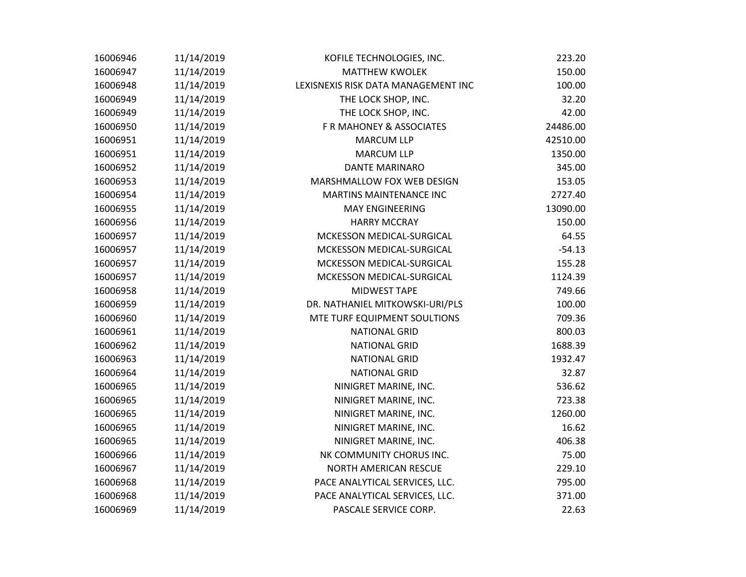| | | | |
|---|---|---|---|
| 16006946 | 11/14/2019 | KOFILE TECHNOLOGIES, INC. | 223.20 |
| 16006947 | 11/14/2019 | MATTHEW KWOLEK | 150.00 |
| 16006948 | 11/14/2019 | LEXISNEXIS RISK DATA MANAGEMENT INC | 100.00 |
| 16006949 | 11/14/2019 | THE LOCK SHOP, INC. | 32.20 |
| 16006949 | 11/14/2019 | THE LOCK SHOP, INC. | 42.00 |
| 16006950 | 11/14/2019 | F R MAHONEY & ASSOCIATES | 24486.00 |
| 16006951 | 11/14/2019 | MARCUM LLP | 42510.00 |
| 16006951 | 11/14/2019 | MARCUM LLP | 1350.00 |
| 16006952 | 11/14/2019 | DANTE MARINARO | 345.00 |
| 16006953 | 11/14/2019 | MARSHMALLOW FOX WEB DESIGN | 153.05 |
| 16006954 | 11/14/2019 | MARTINS MAINTENANCE INC | 2727.40 |
| 16006955 | 11/14/2019 | MAY ENGINEERING | 13090.00 |
| 16006956 | 11/14/2019 | HARRY MCCRAY | 150.00 |
| 16006957 | 11/14/2019 | MCKESSON MEDICAL-SURGICAL | 64.55 |
| 16006957 | 11/14/2019 | MCKESSON MEDICAL-SURGICAL | -54.13 |
| 16006957 | 11/14/2019 | MCKESSON MEDICAL-SURGICAL | 155.28 |
| 16006957 | 11/14/2019 | MCKESSON MEDICAL-SURGICAL | 1124.39 |
| 16006958 | 11/14/2019 | MIDWEST TAPE | 749.66 |
| 16006959 | 11/14/2019 | DR. NATHANIEL MITKOWSKI-URI/PLS | 100.00 |
| 16006960 | 11/14/2019 | MTE TURF EQUIPMENT SOULTIONS | 709.36 |
| 16006961 | 11/14/2019 | NATIONAL GRID | 800.03 |
| 16006962 | 11/14/2019 | NATIONAL GRID | 1688.39 |
| 16006963 | 11/14/2019 | NATIONAL GRID | 1932.47 |
| 16006964 | 11/14/2019 | NATIONAL GRID | 32.87 |
| 16006965 | 11/14/2019 | NINIGRET MARINE, INC. | 536.62 |
| 16006965 | 11/14/2019 | NINIGRET MARINE, INC. | 723.38 |
| 16006965 | 11/14/2019 | NINIGRET MARINE, INC. | 1260.00 |
| 16006965 | 11/14/2019 | NINIGRET MARINE, INC. | 16.62 |
| 16006965 | 11/14/2019 | NINIGRET MARINE, INC. | 406.38 |
| 16006966 | 11/14/2019 | NK COMMUNITY CHORUS INC. | 75.00 |
| 16006967 | 11/14/2019 | NORTH AMERICAN RESCUE | 229.10 |
| 16006968 | 11/14/2019 | PACE ANALYTICAL SERVICES, LLC. | 795.00 |
| 16006968 | 11/14/2019 | PACE ANALYTICAL SERVICES, LLC. | 371.00 |
| 16006969 | 11/14/2019 | PASCALE SERVICE CORP. | 22.63 |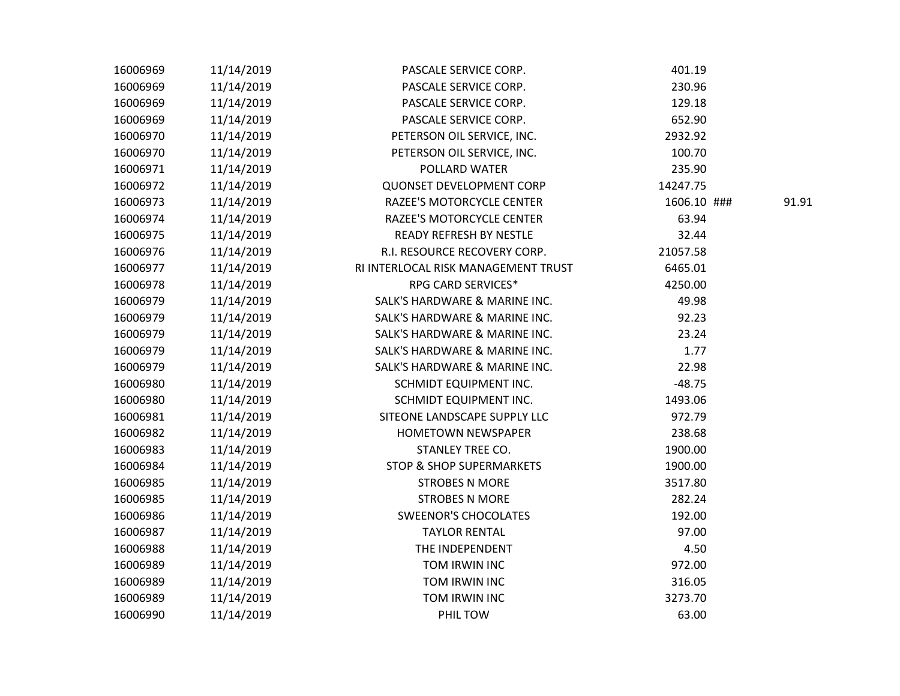| | | | | | |
|---|---|---|---|---|---|
| 16006969 | 11/14/2019 | PASCALE SERVICE CORP. | 401.19 | | |
| 16006969 | 11/14/2019 | PASCALE SERVICE CORP. | 230.96 | | |
| 16006969 | 11/14/2019 | PASCALE SERVICE CORP. | 129.18 | | |
| 16006969 | 11/14/2019 | PASCALE SERVICE CORP. | 652.90 | | |
| 16006970 | 11/14/2019 | PETERSON OIL SERVICE, INC. | 2932.92 | | |
| 16006970 | 11/14/2019 | PETERSON OIL SERVICE, INC. | 100.70 | | |
| 16006971 | 11/14/2019 | POLLARD WATER | 235.90 | | |
| 16006972 | 11/14/2019 | QUONSET DEVELOPMENT CORP | 14247.75 | | |
| 16006973 | 11/14/2019 | RAZEE'S MOTORCYCLE CENTER | 1606.10 | ### | 91.91 |
| 16006974 | 11/14/2019 | RAZEE'S MOTORCYCLE CENTER | 63.94 | | |
| 16006975 | 11/14/2019 | READY REFRESH BY NESTLE | 32.44 | | |
| 16006976 | 11/14/2019 | R.I. RESOURCE RECOVERY CORP. | 21057.58 | | |
| 16006977 | 11/14/2019 | RI INTERLOCAL RISK MANAGEMENT TRUST | 6465.01 | | |
| 16006978 | 11/14/2019 | RPG CARD SERVICES* | 4250.00 | | |
| 16006979 | 11/14/2019 | SALK'S HARDWARE & MARINE INC. | 49.98 | | |
| 16006979 | 11/14/2019 | SALK'S HARDWARE & MARINE INC. | 92.23 | | |
| 16006979 | 11/14/2019 | SALK'S HARDWARE & MARINE INC. | 23.24 | | |
| 16006979 | 11/14/2019 | SALK'S HARDWARE & MARINE INC. | 1.77 | | |
| 16006979 | 11/14/2019 | SALK'S HARDWARE & MARINE INC. | 22.98 | | |
| 16006980 | 11/14/2019 | SCHMIDT EQUIPMENT INC. | -48.75 | | |
| 16006980 | 11/14/2019 | SCHMIDT EQUIPMENT INC. | 1493.06 | | |
| 16006981 | 11/14/2019 | SITEONE LANDSCAPE SUPPLY LLC | 972.79 | | |
| 16006982 | 11/14/2019 | HOMETOWN NEWSPAPER | 238.68 | | |
| 16006983 | 11/14/2019 | STANLEY TREE CO. | 1900.00 | | |
| 16006984 | 11/14/2019 | STOP & SHOP SUPERMARKETS | 1900.00 | | |
| 16006985 | 11/14/2019 | STROBES N MORE | 3517.80 | | |
| 16006985 | 11/14/2019 | STROBES N MORE | 282.24 | | |
| 16006986 | 11/14/2019 | SWEENOR'S CHOCOLATES | 192.00 | | |
| 16006987 | 11/14/2019 | TAYLOR RENTAL | 97.00 | | |
| 16006988 | 11/14/2019 | THE INDEPENDENT | 4.50 | | |
| 16006989 | 11/14/2019 | TOM IRWIN INC | 972.00 | | |
| 16006989 | 11/14/2019 | TOM IRWIN INC | 316.05 | | |
| 16006989 | 11/14/2019 | TOM IRWIN INC | 3273.70 | | |
| 16006990 | 11/14/2019 | PHIL TOW | 63.00 | | |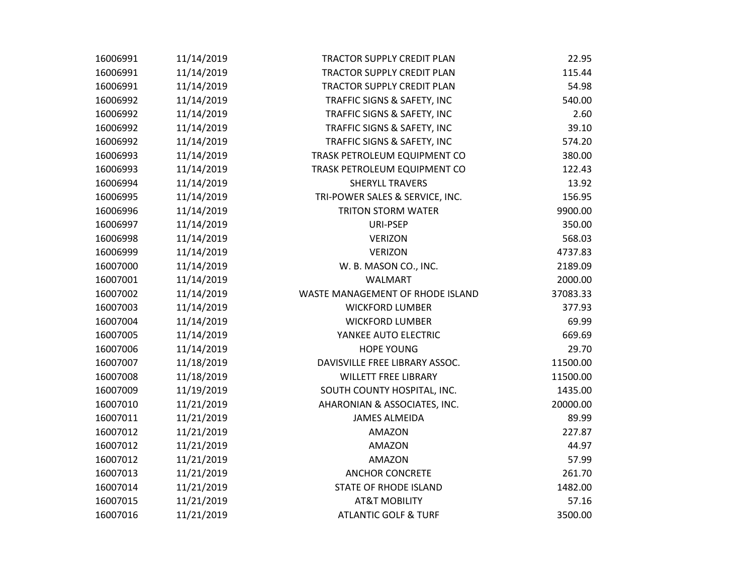| | | | |
|---|---|---|---|
| 16006991 | 11/14/2019 | TRACTOR SUPPLY CREDIT PLAN | 22.95 |
| 16006991 | 11/14/2019 | TRACTOR SUPPLY CREDIT PLAN | 115.44 |
| 16006991 | 11/14/2019 | TRACTOR SUPPLY CREDIT PLAN | 54.98 |
| 16006992 | 11/14/2019 | TRAFFIC SIGNS & SAFETY, INC | 540.00 |
| 16006992 | 11/14/2019 | TRAFFIC SIGNS & SAFETY, INC | 2.60 |
| 16006992 | 11/14/2019 | TRAFFIC SIGNS & SAFETY, INC | 39.10 |
| 16006992 | 11/14/2019 | TRAFFIC SIGNS & SAFETY, INC | 574.20 |
| 16006993 | 11/14/2019 | TRASK PETROLEUM EQUIPMENT CO | 380.00 |
| 16006993 | 11/14/2019 | TRASK PETROLEUM EQUIPMENT CO | 122.43 |
| 16006994 | 11/14/2019 | SHERYLL TRAVERS | 13.92 |
| 16006995 | 11/14/2019 | TRI-POWER SALES & SERVICE, INC. | 156.95 |
| 16006996 | 11/14/2019 | TRITON STORM WATER | 9900.00 |
| 16006997 | 11/14/2019 | URI-PSEP | 350.00 |
| 16006998 | 11/14/2019 | VERIZON | 568.03 |
| 16006999 | 11/14/2019 | VERIZON | 4737.83 |
| 16007000 | 11/14/2019 | W. B. MASON CO., INC. | 2189.09 |
| 16007001 | 11/14/2019 | WALMART | 2000.00 |
| 16007002 | 11/14/2019 | WASTE MANAGEMENT OF RHODE ISLAND | 37083.33 |
| 16007003 | 11/14/2019 | WICKFORD LUMBER | 377.93 |
| 16007004 | 11/14/2019 | WICKFORD LUMBER | 69.99 |
| 16007005 | 11/14/2019 | YANKEE AUTO ELECTRIC | 669.69 |
| 16007006 | 11/14/2019 | HOPE YOUNG | 29.70 |
| 16007007 | 11/18/2019 | DAVISVILLE FREE LIBRARY ASSOC. | 11500.00 |
| 16007008 | 11/18/2019 | WILLETT FREE LIBRARY | 11500.00 |
| 16007009 | 11/19/2019 | SOUTH COUNTY HOSPITAL, INC. | 1435.00 |
| 16007010 | 11/21/2019 | AHARONIAN & ASSOCIATES, INC. | 20000.00 |
| 16007011 | 11/21/2019 | JAMES ALMEIDA | 89.99 |
| 16007012 | 11/21/2019 | AMAZON | 227.87 |
| 16007012 | 11/21/2019 | AMAZON | 44.97 |
| 16007012 | 11/21/2019 | AMAZON | 57.99 |
| 16007013 | 11/21/2019 | ANCHOR CONCRETE | 261.70 |
| 16007014 | 11/21/2019 | STATE OF RHODE ISLAND | 1482.00 |
| 16007015 | 11/21/2019 | AT&T MOBILITY | 57.16 |
| 16007016 | 11/21/2019 | ATLANTIC GOLF & TURF | 3500.00 |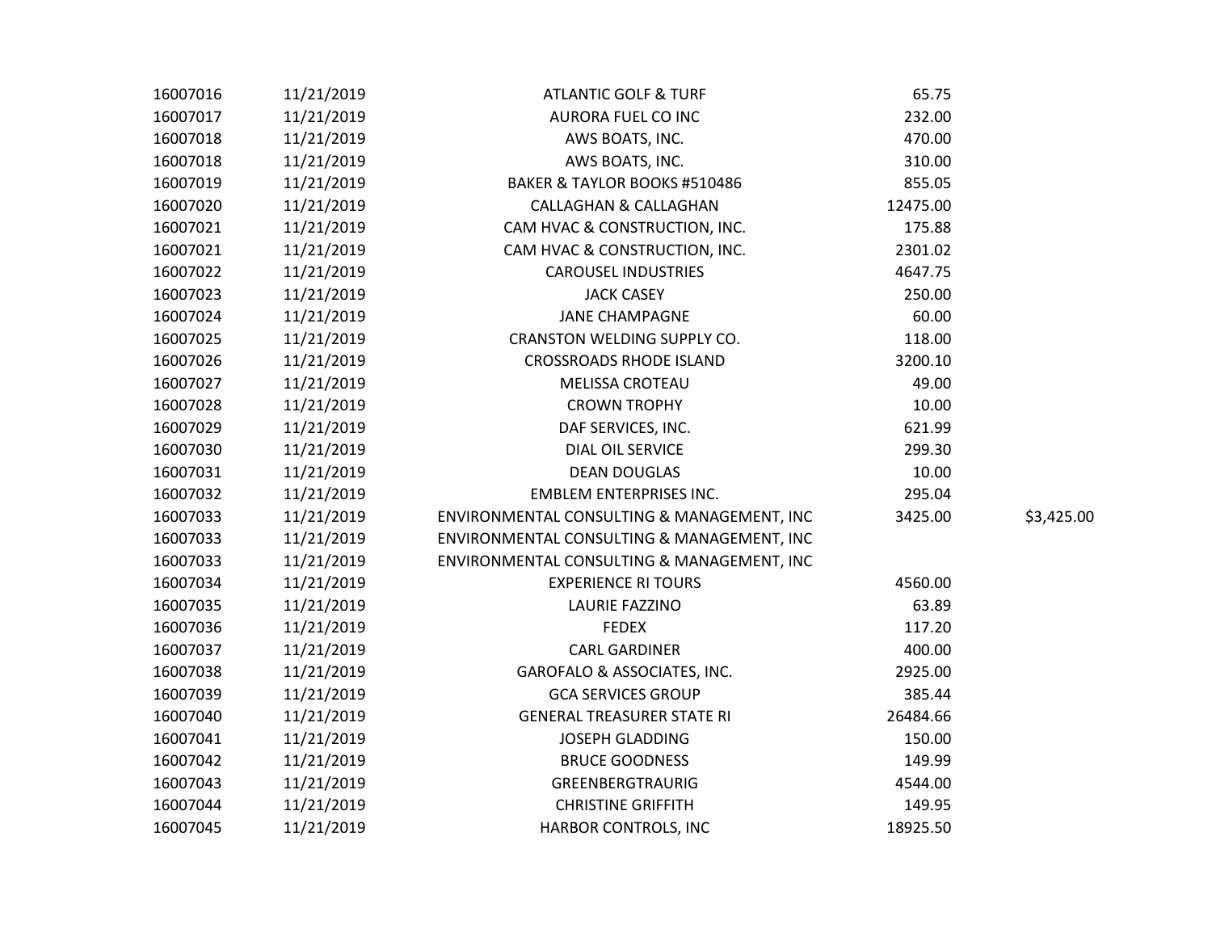| | | | | |
|---|---|---|---|---|
| 16007016 | 11/21/2019 | ATLANTIC GOLF & TURF | 65.75 | |
| 16007017 | 11/21/2019 | AURORA FUEL CO INC | 232.00 | |
| 16007018 | 11/21/2019 | AWS BOATS, INC. | 470.00 | |
| 16007018 | 11/21/2019 | AWS BOATS, INC. | 310.00 | |
| 16007019 | 11/21/2019 | BAKER & TAYLOR BOOKS #510486 | 855.05 | |
| 16007020 | 11/21/2019 | CALLAGHAN & CALLAGHAN | 12475.00 | |
| 16007021 | 11/21/2019 | CAM HVAC & CONSTRUCTION, INC. | 175.88 | |
| 16007021 | 11/21/2019 | CAM HVAC & CONSTRUCTION, INC. | 2301.02 | |
| 16007022 | 11/21/2019 | CAROUSEL INDUSTRIES | 4647.75 | |
| 16007023 | 11/21/2019 | JACK CASEY | 250.00 | |
| 16007024 | 11/21/2019 | JANE CHAMPAGNE | 60.00 | |
| 16007025 | 11/21/2019 | CRANSTON WELDING SUPPLY CO. | 118.00 | |
| 16007026 | 11/21/2019 | CROSSROADS RHODE ISLAND | 3200.10 | |
| 16007027 | 11/21/2019 | MELISSA CROTEAU | 49.00 | |
| 16007028 | 11/21/2019 | CROWN TROPHY | 10.00 | |
| 16007029 | 11/21/2019 | DAF SERVICES, INC. | 621.99 | |
| 16007030 | 11/21/2019 | DIAL OIL SERVICE | 299.30 | |
| 16007031 | 11/21/2019 | DEAN DOUGLAS | 10.00 | |
| 16007032 | 11/21/2019 | EMBLEM ENTERPRISES INC. | 295.04 | |
| 16007033 | 11/21/2019 | ENVIRONMENTAL CONSULTING & MANAGEMENT, INC | 3425.00 | $3,425.00 |
| 16007033 | 11/21/2019 | ENVIRONMENTAL CONSULTING & MANAGEMENT, INC | | |
| 16007033 | 11/21/2019 | ENVIRONMENTAL CONSULTING & MANAGEMENT, INC | | |
| 16007034 | 11/21/2019 | EXPERIENCE RI TOURS | 4560.00 | |
| 16007035 | 11/21/2019 | LAURIE FAZZINO | 63.89 | |
| 16007036 | 11/21/2019 | FEDEX | 117.20 | |
| 16007037 | 11/21/2019 | CARL GARDINER | 400.00 | |
| 16007038 | 11/21/2019 | GAROFALO & ASSOCIATES, INC. | 2925.00 | |
| 16007039 | 11/21/2019 | GCA SERVICES GROUP | 385.44 | |
| 16007040 | 11/21/2019 | GENERAL TREASURER STATE RI | 26484.66 | |
| 16007041 | 11/21/2019 | JOSEPH GLADDING | 150.00 | |
| 16007042 | 11/21/2019 | BRUCE GOODNESS | 149.99 | |
| 16007043 | 11/21/2019 | GREENBERGTRAURIG | 4544.00 | |
| 16007044 | 11/21/2019 | CHRISTINE GRIFFITH | 149.95 | |
| 16007045 | 11/21/2019 | HARBOR CONTROLS, INC | 18925.50 | |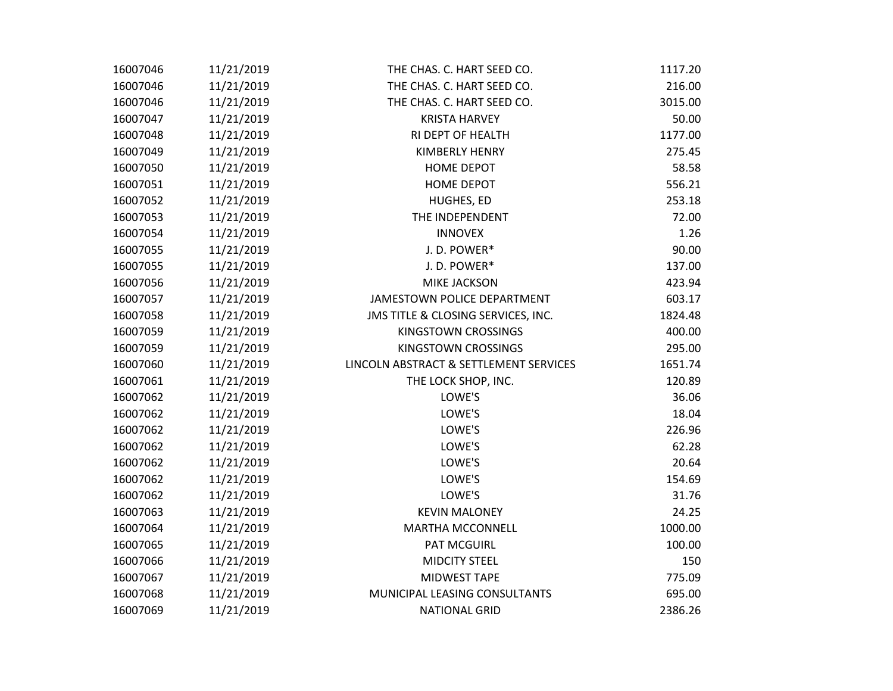| | | | |
|---|---|---|---|
| 16007046 | 11/21/2019 | THE CHAS. C. HART SEED CO. | 1117.20 |
| 16007046 | 11/21/2019 | THE CHAS. C. HART SEED CO. | 216.00 |
| 16007046 | 11/21/2019 | THE CHAS. C. HART SEED CO. | 3015.00 |
| 16007047 | 11/21/2019 | KRISTA HARVEY | 50.00 |
| 16007048 | 11/21/2019 | RI DEPT OF HEALTH | 1177.00 |
| 16007049 | 11/21/2019 | KIMBERLY HENRY | 275.45 |
| 16007050 | 11/21/2019 | HOME DEPOT | 58.58 |
| 16007051 | 11/21/2019 | HOME DEPOT | 556.21 |
| 16007052 | 11/21/2019 | HUGHES, ED | 253.18 |
| 16007053 | 11/21/2019 | THE INDEPENDENT | 72.00 |
| 16007054 | 11/21/2019 | INNOVEX | 1.26 |
| 16007055 | 11/21/2019 | J. D. POWER* | 90.00 |
| 16007055 | 11/21/2019 | J. D. POWER* | 137.00 |
| 16007056 | 11/21/2019 | MIKE JACKSON | 423.94 |
| 16007057 | 11/21/2019 | JAMESTOWN POLICE DEPARTMENT | 603.17 |
| 16007058 | 11/21/2019 | JMS TITLE & CLOSING SERVICES, INC. | 1824.48 |
| 16007059 | 11/21/2019 | KINGSTOWN CROSSINGS | 400.00 |
| 16007059 | 11/21/2019 | KINGSTOWN CROSSINGS | 295.00 |
| 16007060 | 11/21/2019 | LINCOLN ABSTRACT & SETTLEMENT SERVICES | 1651.74 |
| 16007061 | 11/21/2019 | THE LOCK SHOP, INC. | 120.89 |
| 16007062 | 11/21/2019 | LOWE'S | 36.06 |
| 16007062 | 11/21/2019 | LOWE'S | 18.04 |
| 16007062 | 11/21/2019 | LOWE'S | 226.96 |
| 16007062 | 11/21/2019 | LOWE'S | 62.28 |
| 16007062 | 11/21/2019 | LOWE'S | 20.64 |
| 16007062 | 11/21/2019 | LOWE'S | 154.69 |
| 16007062 | 11/21/2019 | LOWE'S | 31.76 |
| 16007063 | 11/21/2019 | KEVIN MALONEY | 24.25 |
| 16007064 | 11/21/2019 | MARTHA MCCONNELL | 1000.00 |
| 16007065 | 11/21/2019 | PAT MCGUIRL | 100.00 |
| 16007066 | 11/21/2019 | MIDCITY STEEL | 150 |
| 16007067 | 11/21/2019 | MIDWEST TAPE | 775.09 |
| 16007068 | 11/21/2019 | MUNICIPAL LEASING CONSULTANTS | 695.00 |
| 16007069 | 11/21/2019 | NATIONAL GRID | 2386.26 |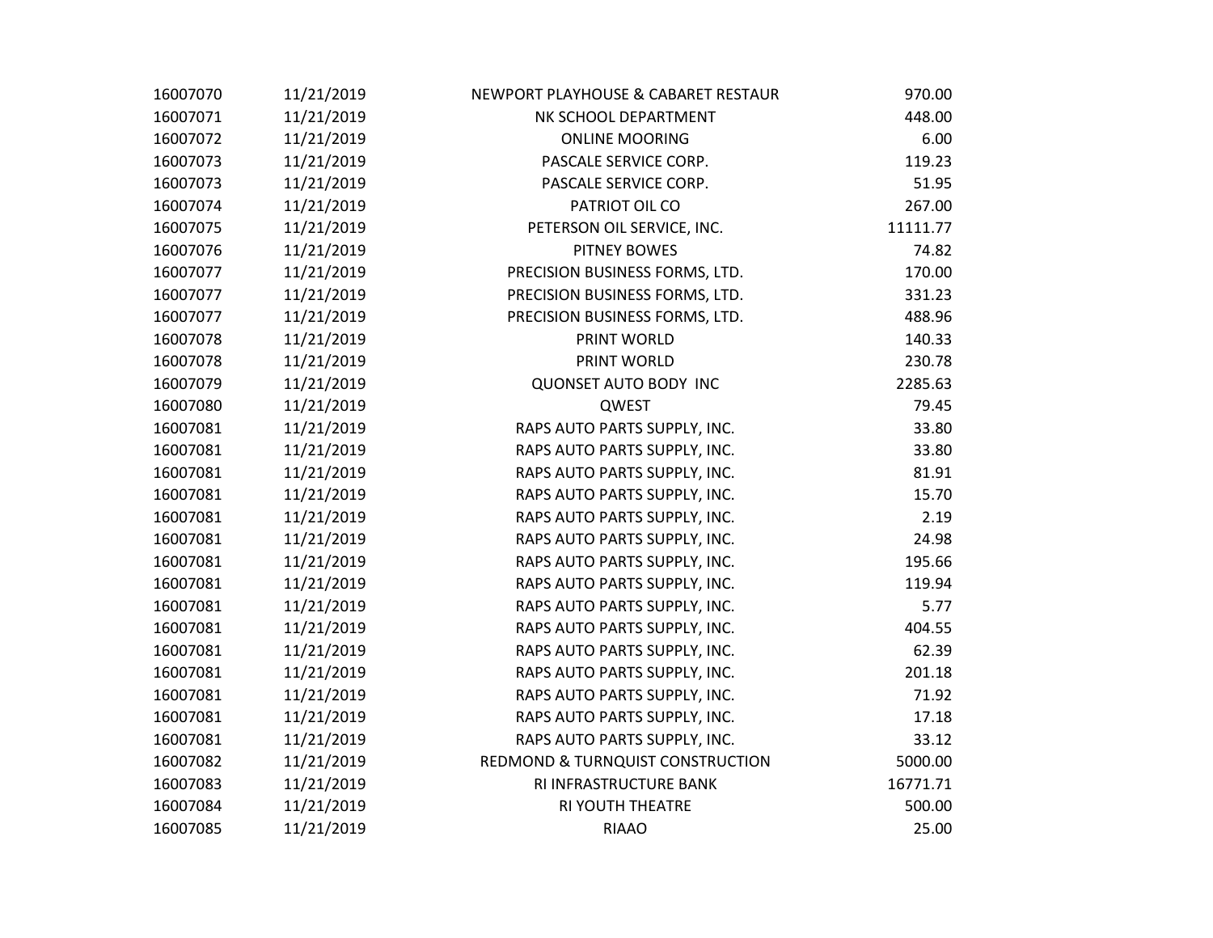| | | | |
|---|---|---|---|
| 16007070 | 11/21/2019 | NEWPORT PLAYHOUSE & CABARET RESTAUR | 970.00 |
| 16007071 | 11/21/2019 | NK SCHOOL DEPARTMENT | 448.00 |
| 16007072 | 11/21/2019 | ONLINE MOORING | 6.00 |
| 16007073 | 11/21/2019 | PASCALE SERVICE CORP. | 119.23 |
| 16007073 | 11/21/2019 | PASCALE SERVICE CORP. | 51.95 |
| 16007074 | 11/21/2019 | PATRIOT OIL CO | 267.00 |
| 16007075 | 11/21/2019 | PETERSON OIL SERVICE, INC. | 11111.77 |
| 16007076 | 11/21/2019 | PITNEY BOWES | 74.82 |
| 16007077 | 11/21/2019 | PRECISION BUSINESS FORMS, LTD. | 170.00 |
| 16007077 | 11/21/2019 | PRECISION BUSINESS FORMS, LTD. | 331.23 |
| 16007077 | 11/21/2019 | PRECISION BUSINESS FORMS, LTD. | 488.96 |
| 16007078 | 11/21/2019 | PRINT WORLD | 140.33 |
| 16007078 | 11/21/2019 | PRINT WORLD | 230.78 |
| 16007079 | 11/21/2019 | QUONSET AUTO BODY INC | 2285.63 |
| 16007080 | 11/21/2019 | QWEST | 79.45 |
| 16007081 | 11/21/2019 | RAPS AUTO PARTS SUPPLY, INC. | 33.80 |
| 16007081 | 11/21/2019 | RAPS AUTO PARTS SUPPLY, INC. | 33.80 |
| 16007081 | 11/21/2019 | RAPS AUTO PARTS SUPPLY, INC. | 81.91 |
| 16007081 | 11/21/2019 | RAPS AUTO PARTS SUPPLY, INC. | 15.70 |
| 16007081 | 11/21/2019 | RAPS AUTO PARTS SUPPLY, INC. | 2.19 |
| 16007081 | 11/21/2019 | RAPS AUTO PARTS SUPPLY, INC. | 24.98 |
| 16007081 | 11/21/2019 | RAPS AUTO PARTS SUPPLY, INC. | 195.66 |
| 16007081 | 11/21/2019 | RAPS AUTO PARTS SUPPLY, INC. | 119.94 |
| 16007081 | 11/21/2019 | RAPS AUTO PARTS SUPPLY, INC. | 5.77 |
| 16007081 | 11/21/2019 | RAPS AUTO PARTS SUPPLY, INC. | 404.55 |
| 16007081 | 11/21/2019 | RAPS AUTO PARTS SUPPLY, INC. | 62.39 |
| 16007081 | 11/21/2019 | RAPS AUTO PARTS SUPPLY, INC. | 201.18 |
| 16007081 | 11/21/2019 | RAPS AUTO PARTS SUPPLY, INC. | 71.92 |
| 16007081 | 11/21/2019 | RAPS AUTO PARTS SUPPLY, INC. | 17.18 |
| 16007081 | 11/21/2019 | RAPS AUTO PARTS SUPPLY, INC. | 33.12 |
| 16007082 | 11/21/2019 | REDMOND & TURNQUIST CONSTRUCTION | 5000.00 |
| 16007083 | 11/21/2019 | RI INFRASTRUCTURE BANK | 16771.71 |
| 16007084 | 11/21/2019 | RI YOUTH THEATRE | 500.00 |
| 16007085 | 11/21/2019 | RIAAO | 25.00 |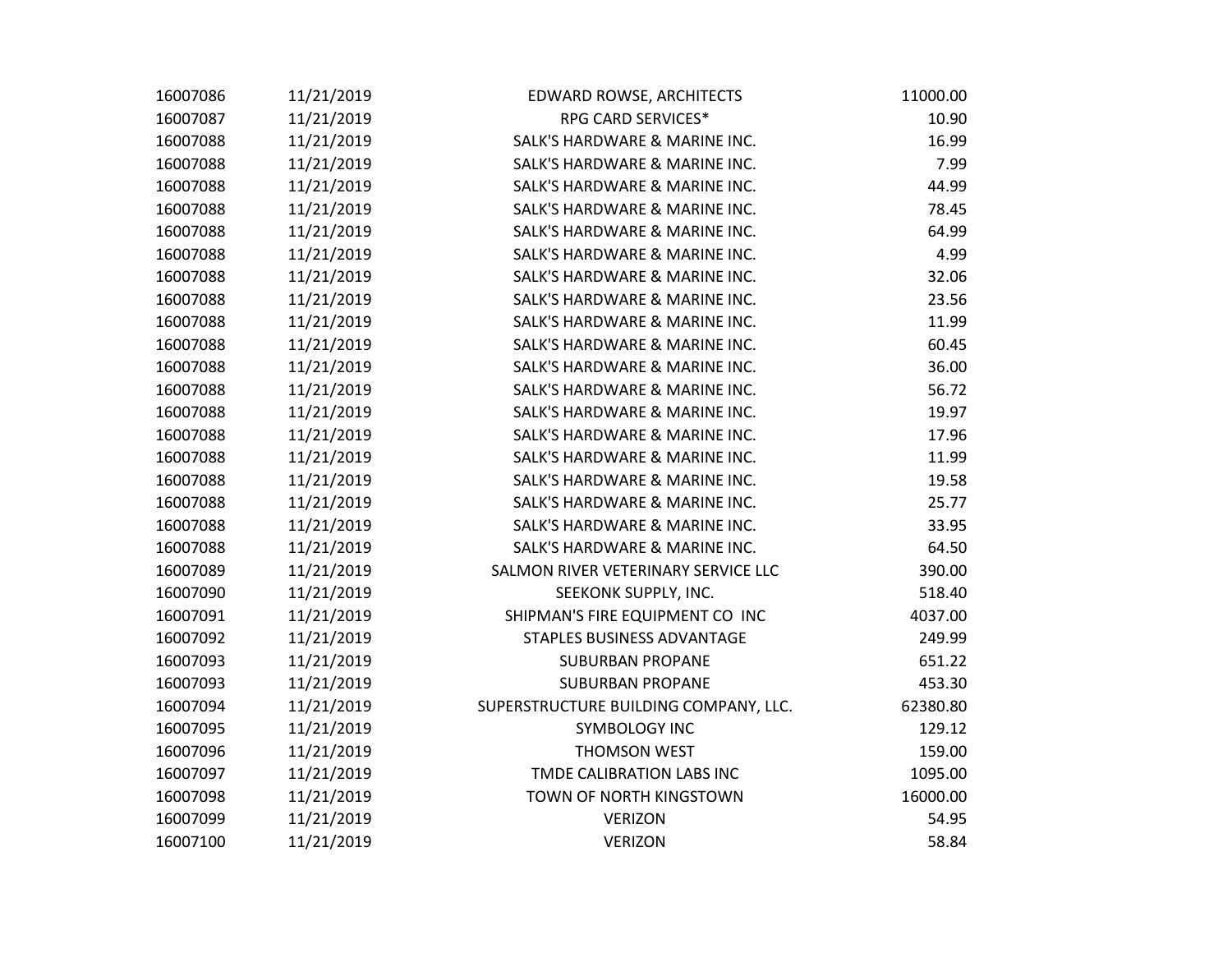| | | | |
|---|---|---|---|
| 16007086 | 11/21/2019 | EDWARD ROWSE, ARCHITECTS | 11000.00 |
| 16007087 | 11/21/2019 | RPG CARD SERVICES* | 10.90 |
| 16007088 | 11/21/2019 | SALK'S HARDWARE & MARINE INC. | 16.99 |
| 16007088 | 11/21/2019 | SALK'S HARDWARE & MARINE INC. | 7.99 |
| 16007088 | 11/21/2019 | SALK'S HARDWARE & MARINE INC. | 44.99 |
| 16007088 | 11/21/2019 | SALK'S HARDWARE & MARINE INC. | 78.45 |
| 16007088 | 11/21/2019 | SALK'S HARDWARE & MARINE INC. | 64.99 |
| 16007088 | 11/21/2019 | SALK'S HARDWARE & MARINE INC. | 4.99 |
| 16007088 | 11/21/2019 | SALK'S HARDWARE & MARINE INC. | 32.06 |
| 16007088 | 11/21/2019 | SALK'S HARDWARE & MARINE INC. | 23.56 |
| 16007088 | 11/21/2019 | SALK'S HARDWARE & MARINE INC. | 11.99 |
| 16007088 | 11/21/2019 | SALK'S HARDWARE & MARINE INC. | 60.45 |
| 16007088 | 11/21/2019 | SALK'S HARDWARE & MARINE INC. | 36.00 |
| 16007088 | 11/21/2019 | SALK'S HARDWARE & MARINE INC. | 56.72 |
| 16007088 | 11/21/2019 | SALK'S HARDWARE & MARINE INC. | 19.97 |
| 16007088 | 11/21/2019 | SALK'S HARDWARE & MARINE INC. | 17.96 |
| 16007088 | 11/21/2019 | SALK'S HARDWARE & MARINE INC. | 11.99 |
| 16007088 | 11/21/2019 | SALK'S HARDWARE & MARINE INC. | 19.58 |
| 16007088 | 11/21/2019 | SALK'S HARDWARE & MARINE INC. | 25.77 |
| 16007088 | 11/21/2019 | SALK'S HARDWARE & MARINE INC. | 33.95 |
| 16007088 | 11/21/2019 | SALK'S HARDWARE & MARINE INC. | 64.50 |
| 16007089 | 11/21/2019 | SALMON RIVER VETERINARY SERVICE LLC | 390.00 |
| 16007090 | 11/21/2019 | SEEKONK SUPPLY, INC. | 518.40 |
| 16007091 | 11/21/2019 | SHIPMAN'S FIRE EQUIPMENT CO INC | 4037.00 |
| 16007092 | 11/21/2019 | STAPLES BUSINESS ADVANTAGE | 249.99 |
| 16007093 | 11/21/2019 | SUBURBAN PROPANE | 651.22 |
| 16007093 | 11/21/2019 | SUBURBAN PROPANE | 453.30 |
| 16007094 | 11/21/2019 | SUPERSTRUCTURE BUILDING COMPANY, LLC. | 62380.80 |
| 16007095 | 11/21/2019 | SYMBOLOGY INC | 129.12 |
| 16007096 | 11/21/2019 | THOMSON WEST | 159.00 |
| 16007097 | 11/21/2019 | TMDE CALIBRATION LABS INC | 1095.00 |
| 16007098 | 11/21/2019 | TOWN OF NORTH KINGSTOWN | 16000.00 |
| 16007099 | 11/21/2019 | VERIZON | 54.95 |
| 16007100 | 11/21/2019 | VERIZON | 58.84 |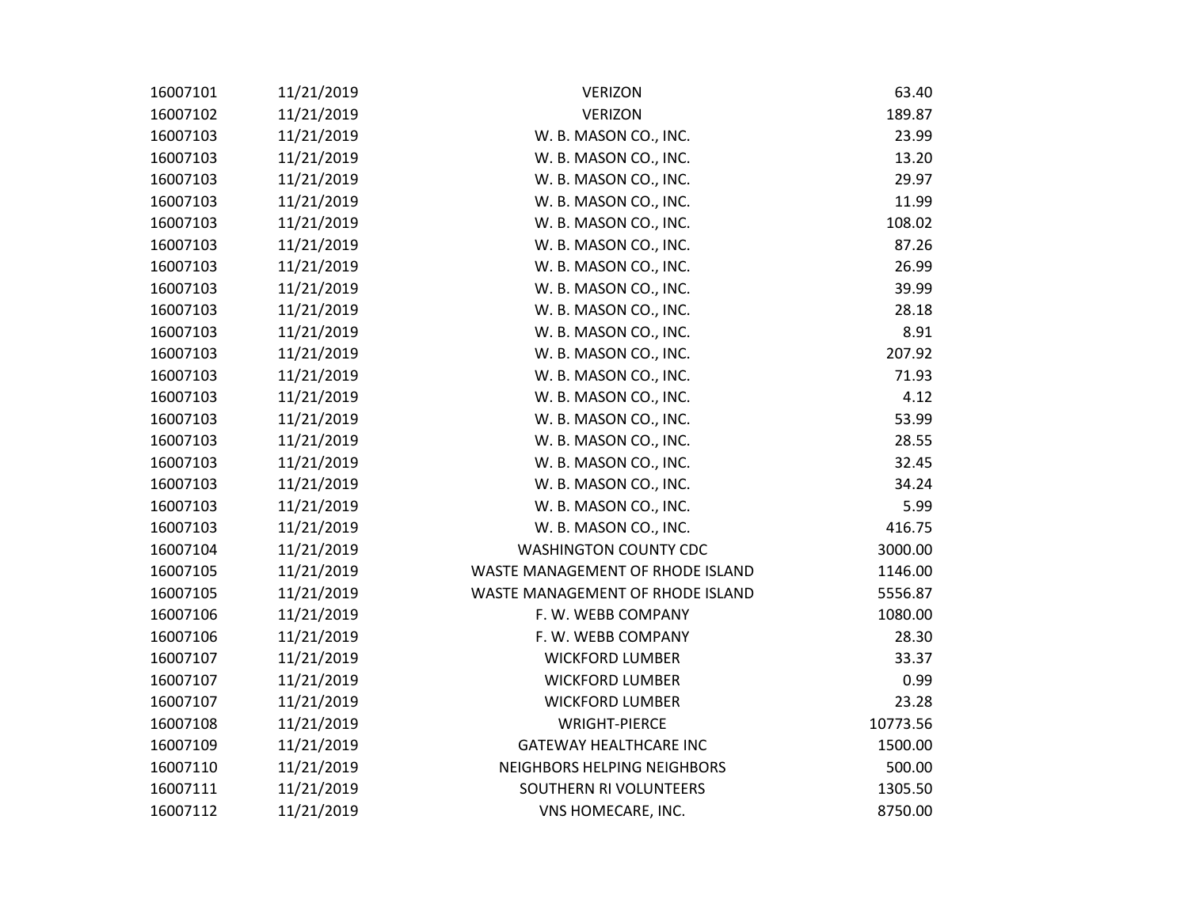| | | | |
|---|---|---|---|
| 16007101 | 11/21/2019 | VERIZON | 63.40 |
| 16007102 | 11/21/2019 | VERIZON | 189.87 |
| 16007103 | 11/21/2019 | W. B. MASON CO., INC. | 23.99 |
| 16007103 | 11/21/2019 | W. B. MASON CO., INC. | 13.20 |
| 16007103 | 11/21/2019 | W. B. MASON CO., INC. | 29.97 |
| 16007103 | 11/21/2019 | W. B. MASON CO., INC. | 11.99 |
| 16007103 | 11/21/2019 | W. B. MASON CO., INC. | 108.02 |
| 16007103 | 11/21/2019 | W. B. MASON CO., INC. | 87.26 |
| 16007103 | 11/21/2019 | W. B. MASON CO., INC. | 26.99 |
| 16007103 | 11/21/2019 | W. B. MASON CO., INC. | 39.99 |
| 16007103 | 11/21/2019 | W. B. MASON CO., INC. | 28.18 |
| 16007103 | 11/21/2019 | W. B. MASON CO., INC. | 8.91 |
| 16007103 | 11/21/2019 | W. B. MASON CO., INC. | 207.92 |
| 16007103 | 11/21/2019 | W. B. MASON CO., INC. | 71.93 |
| 16007103 | 11/21/2019 | W. B. MASON CO., INC. | 4.12 |
| 16007103 | 11/21/2019 | W. B. MASON CO., INC. | 53.99 |
| 16007103 | 11/21/2019 | W. B. MASON CO., INC. | 28.55 |
| 16007103 | 11/21/2019 | W. B. MASON CO., INC. | 32.45 |
| 16007103 | 11/21/2019 | W. B. MASON CO., INC. | 34.24 |
| 16007103 | 11/21/2019 | W. B. MASON CO., INC. | 5.99 |
| 16007103 | 11/21/2019 | W. B. MASON CO., INC. | 416.75 |
| 16007104 | 11/21/2019 | WASHINGTON COUNTY CDC | 3000.00 |
| 16007105 | 11/21/2019 | WASTE MANAGEMENT OF RHODE ISLAND | 1146.00 |
| 16007105 | 11/21/2019 | WASTE MANAGEMENT OF RHODE ISLAND | 5556.87 |
| 16007106 | 11/21/2019 | F. W. WEBB COMPANY | 1080.00 |
| 16007106 | 11/21/2019 | F. W. WEBB COMPANY | 28.30 |
| 16007107 | 11/21/2019 | WICKFORD LUMBER | 33.37 |
| 16007107 | 11/21/2019 | WICKFORD LUMBER | 0.99 |
| 16007107 | 11/21/2019 | WICKFORD LUMBER | 23.28 |
| 16007108 | 11/21/2019 | WRIGHT-PIERCE | 10773.56 |
| 16007109 | 11/21/2019 | GATEWAY HEALTHCARE INC | 1500.00 |
| 16007110 | 11/21/2019 | NEIGHBORS HELPING NEIGHBORS | 500.00 |
| 16007111 | 11/21/2019 | SOUTHERN RI VOLUNTEERS | 1305.50 |
| 16007112 | 11/21/2019 | VNS HOMECARE, INC. | 8750.00 |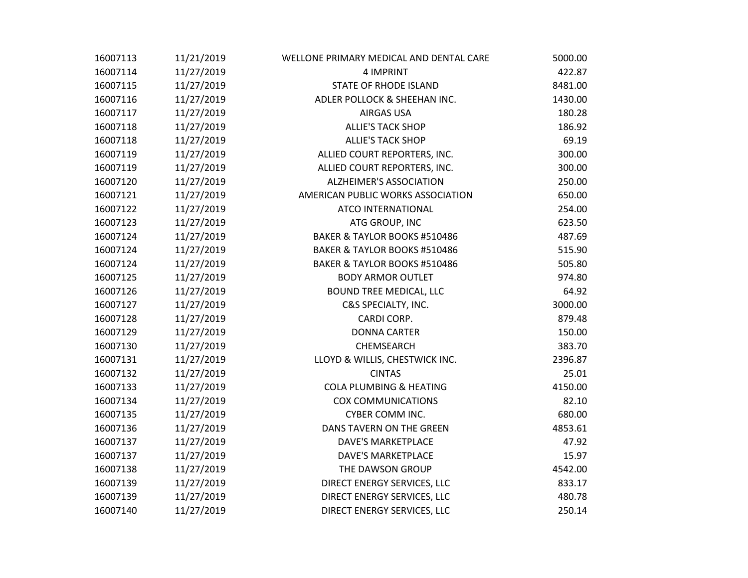| | | | |
|---|---|---|---|
| 16007113 | 11/21/2019 | WELLONE PRIMARY MEDICAL AND DENTAL CARE | 5000.00 |
| 16007114 | 11/27/2019 | 4 IMPRINT | 422.87 |
| 16007115 | 11/27/2019 | STATE OF RHODE ISLAND | 8481.00 |
| 16007116 | 11/27/2019 | ADLER POLLOCK & SHEEHAN INC. | 1430.00 |
| 16007117 | 11/27/2019 | AIRGAS USA | 180.28 |
| 16007118 | 11/27/2019 | ALLIE'S TACK SHOP | 186.92 |
| 16007118 | 11/27/2019 | ALLIE'S TACK SHOP | 69.19 |
| 16007119 | 11/27/2019 | ALLIED COURT REPORTERS, INC. | 300.00 |
| 16007119 | 11/27/2019 | ALLIED COURT REPORTERS, INC. | 300.00 |
| 16007120 | 11/27/2019 | ALZHEIMER'S ASSOCIATION | 250.00 |
| 16007121 | 11/27/2019 | AMERICAN PUBLIC WORKS ASSOCIATION | 650.00 |
| 16007122 | 11/27/2019 | ATCO INTERNATIONAL | 254.00 |
| 16007123 | 11/27/2019 | ATG GROUP, INC | 623.50 |
| 16007124 | 11/27/2019 | BAKER & TAYLOR BOOKS #510486 | 487.69 |
| 16007124 | 11/27/2019 | BAKER & TAYLOR BOOKS #510486 | 515.90 |
| 16007124 | 11/27/2019 | BAKER & TAYLOR BOOKS #510486 | 505.80 |
| 16007125 | 11/27/2019 | BODY ARMOR OUTLET | 974.80 |
| 16007126 | 11/27/2019 | BOUND TREE MEDICAL, LLC | 64.92 |
| 16007127 | 11/27/2019 | C&S SPECIALTY, INC. | 3000.00 |
| 16007128 | 11/27/2019 | CARDI CORP. | 879.48 |
| 16007129 | 11/27/2019 | DONNA CARTER | 150.00 |
| 16007130 | 11/27/2019 | CHEMSEARCH | 383.70 |
| 16007131 | 11/27/2019 | LLOYD & WILLIS, CHESTWICK INC. | 2396.87 |
| 16007132 | 11/27/2019 | CINTAS | 25.01 |
| 16007133 | 11/27/2019 | COLA PLUMBING & HEATING | 4150.00 |
| 16007134 | 11/27/2019 | COX COMMUNICATIONS | 82.10 |
| 16007135 | 11/27/2019 | CYBER COMM INC. | 680.00 |
| 16007136 | 11/27/2019 | DANS TAVERN ON THE GREEN | 4853.61 |
| 16007137 | 11/27/2019 | DAVE'S MARKETPLACE | 47.92 |
| 16007137 | 11/27/2019 | DAVE'S MARKETPLACE | 15.97 |
| 16007138 | 11/27/2019 | THE DAWSON GROUP | 4542.00 |
| 16007139 | 11/27/2019 | DIRECT ENERGY SERVICES, LLC | 833.17 |
| 16007139 | 11/27/2019 | DIRECT ENERGY SERVICES, LLC | 480.78 |
| 16007140 | 11/27/2019 | DIRECT ENERGY SERVICES, LLC | 250.14 |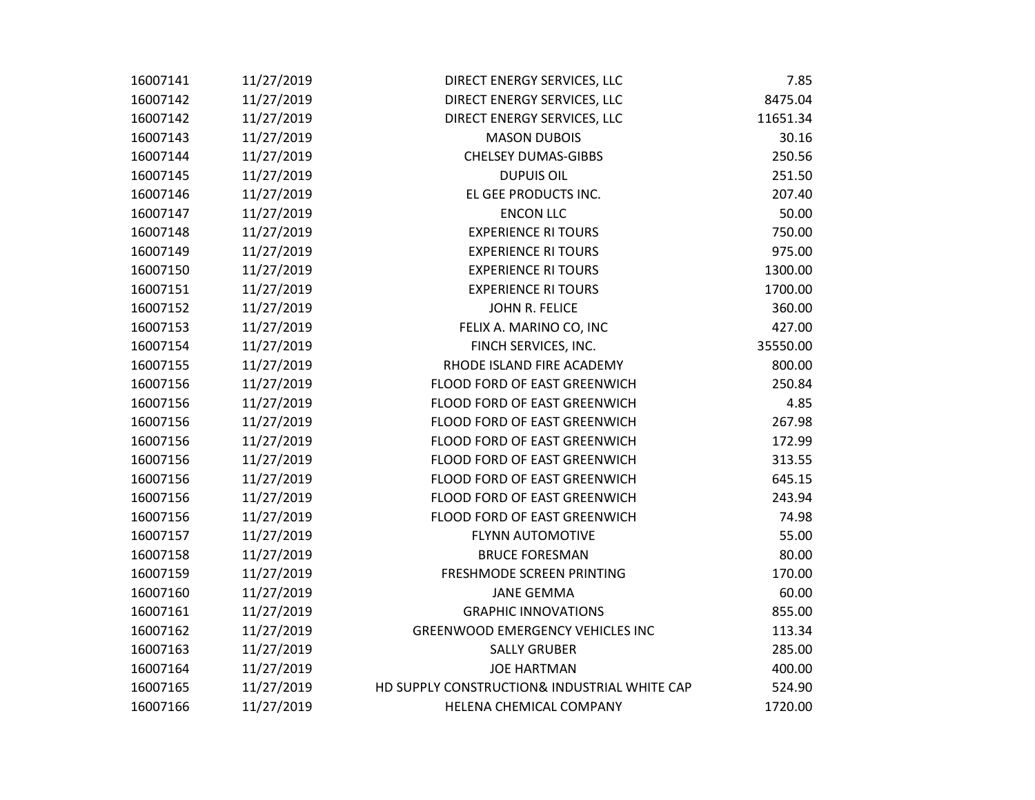| | | | |
|---|---|---|---|
| 16007141 | 11/27/2019 | DIRECT ENERGY SERVICES, LLC | 7.85 |
| 16007142 | 11/27/2019 | DIRECT ENERGY SERVICES, LLC | 8475.04 |
| 16007142 | 11/27/2019 | DIRECT ENERGY SERVICES, LLC | 11651.34 |
| 16007143 | 11/27/2019 | MASON DUBOIS | 30.16 |
| 16007144 | 11/27/2019 | CHELSEY DUMAS-GIBBS | 250.56 |
| 16007145 | 11/27/2019 | DUPUIS OIL | 251.50 |
| 16007146 | 11/27/2019 | EL GEE PRODUCTS INC. | 207.40 |
| 16007147 | 11/27/2019 | ENCON LLC | 50.00 |
| 16007148 | 11/27/2019 | EXPERIENCE RI TOURS | 750.00 |
| 16007149 | 11/27/2019 | EXPERIENCE RI TOURS | 975.00 |
| 16007150 | 11/27/2019 | EXPERIENCE RI TOURS | 1300.00 |
| 16007151 | 11/27/2019 | EXPERIENCE RI TOURS | 1700.00 |
| 16007152 | 11/27/2019 | JOHN R. FELICE | 360.00 |
| 16007153 | 11/27/2019 | FELIX A. MARINO CO, INC | 427.00 |
| 16007154 | 11/27/2019 | FINCH SERVICES, INC. | 35550.00 |
| 16007155 | 11/27/2019 | RHODE ISLAND FIRE ACADEMY | 800.00 |
| 16007156 | 11/27/2019 | FLOOD FORD OF EAST GREENWICH | 250.84 |
| 16007156 | 11/27/2019 | FLOOD FORD OF EAST GREENWICH | 4.85 |
| 16007156 | 11/27/2019 | FLOOD FORD OF EAST GREENWICH | 267.98 |
| 16007156 | 11/27/2019 | FLOOD FORD OF EAST GREENWICH | 172.99 |
| 16007156 | 11/27/2019 | FLOOD FORD OF EAST GREENWICH | 313.55 |
| 16007156 | 11/27/2019 | FLOOD FORD OF EAST GREENWICH | 645.15 |
| 16007156 | 11/27/2019 | FLOOD FORD OF EAST GREENWICH | 243.94 |
| 16007156 | 11/27/2019 | FLOOD FORD OF EAST GREENWICH | 74.98 |
| 16007157 | 11/27/2019 | FLYNN AUTOMOTIVE | 55.00 |
| 16007158 | 11/27/2019 | BRUCE FORESMAN | 80.00 |
| 16007159 | 11/27/2019 | FRESHMODE SCREEN PRINTING | 170.00 |
| 16007160 | 11/27/2019 | JANE GEMMA | 60.00 |
| 16007161 | 11/27/2019 | GRAPHIC INNOVATIONS | 855.00 |
| 16007162 | 11/27/2019 | GREENWOOD EMERGENCY VEHICLES INC | 113.34 |
| 16007163 | 11/27/2019 | SALLY GRUBER | 285.00 |
| 16007164 | 11/27/2019 | JOE HARTMAN | 400.00 |
| 16007165 | 11/27/2019 | HD SUPPLY CONSTRUCTION& INDUSTRIAL WHITE CAP | 524.90 |
| 16007166 | 11/27/2019 | HELENA CHEMICAL COMPANY | 1720.00 |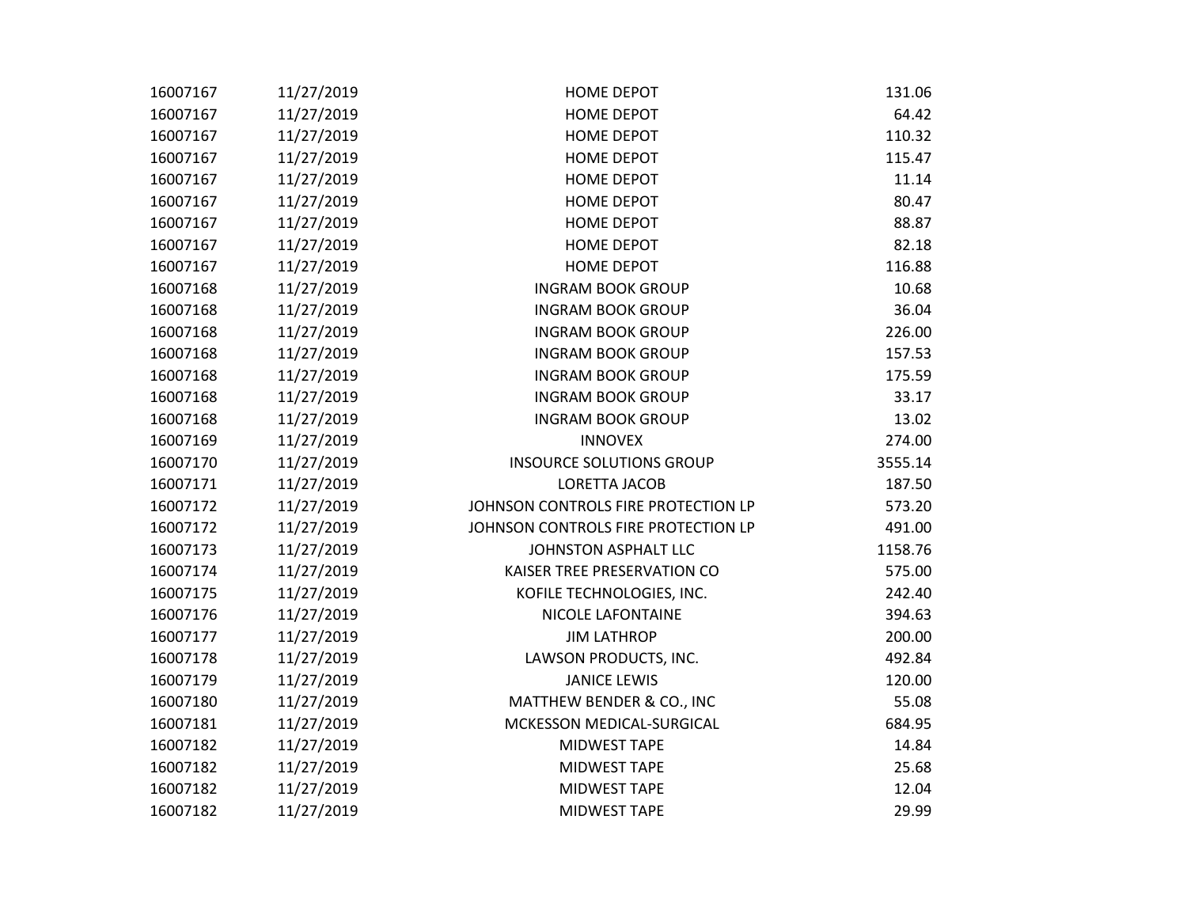| | | | |
|---|---|---|---|
| 16007167 | 11/27/2019 | HOME DEPOT | 131.06 |
| 16007167 | 11/27/2019 | HOME DEPOT | 64.42 |
| 16007167 | 11/27/2019 | HOME DEPOT | 110.32 |
| 16007167 | 11/27/2019 | HOME DEPOT | 115.47 |
| 16007167 | 11/27/2019 | HOME DEPOT | 11.14 |
| 16007167 | 11/27/2019 | HOME DEPOT | 80.47 |
| 16007167 | 11/27/2019 | HOME DEPOT | 88.87 |
| 16007167 | 11/27/2019 | HOME DEPOT | 82.18 |
| 16007167 | 11/27/2019 | HOME DEPOT | 116.88 |
| 16007168 | 11/27/2019 | INGRAM BOOK GROUP | 10.68 |
| 16007168 | 11/27/2019 | INGRAM BOOK GROUP | 36.04 |
| 16007168 | 11/27/2019 | INGRAM BOOK GROUP | 226.00 |
| 16007168 | 11/27/2019 | INGRAM BOOK GROUP | 157.53 |
| 16007168 | 11/27/2019 | INGRAM BOOK GROUP | 175.59 |
| 16007168 | 11/27/2019 | INGRAM BOOK GROUP | 33.17 |
| 16007168 | 11/27/2019 | INGRAM BOOK GROUP | 13.02 |
| 16007169 | 11/27/2019 | INNOVEX | 274.00 |
| 16007170 | 11/27/2019 | INSOURCE SOLUTIONS GROUP | 3555.14 |
| 16007171 | 11/27/2019 | LORETTA JACOB | 187.50 |
| 16007172 | 11/27/2019 | JOHNSON CONTROLS FIRE PROTECTION LP | 573.20 |
| 16007172 | 11/27/2019 | JOHNSON CONTROLS FIRE PROTECTION LP | 491.00 |
| 16007173 | 11/27/2019 | JOHNSTON ASPHALT LLC | 1158.76 |
| 16007174 | 11/27/2019 | KAISER TREE PRESERVATION CO | 575.00 |
| 16007175 | 11/27/2019 | KOFILE TECHNOLOGIES, INC. | 242.40 |
| 16007176 | 11/27/2019 | NICOLE LAFONTAINE | 394.63 |
| 16007177 | 11/27/2019 | JIM LATHROP | 200.00 |
| 16007178 | 11/27/2019 | LAWSON PRODUCTS, INC. | 492.84 |
| 16007179 | 11/27/2019 | JANICE LEWIS | 120.00 |
| 16007180 | 11/27/2019 | MATTHEW BENDER & CO., INC | 55.08 |
| 16007181 | 11/27/2019 | MCKESSON MEDICAL-SURGICAL | 684.95 |
| 16007182 | 11/27/2019 | MIDWEST TAPE | 14.84 |
| 16007182 | 11/27/2019 | MIDWEST TAPE | 25.68 |
| 16007182 | 11/27/2019 | MIDWEST TAPE | 12.04 |
| 16007182 | 11/27/2019 | MIDWEST TAPE | 29.99 |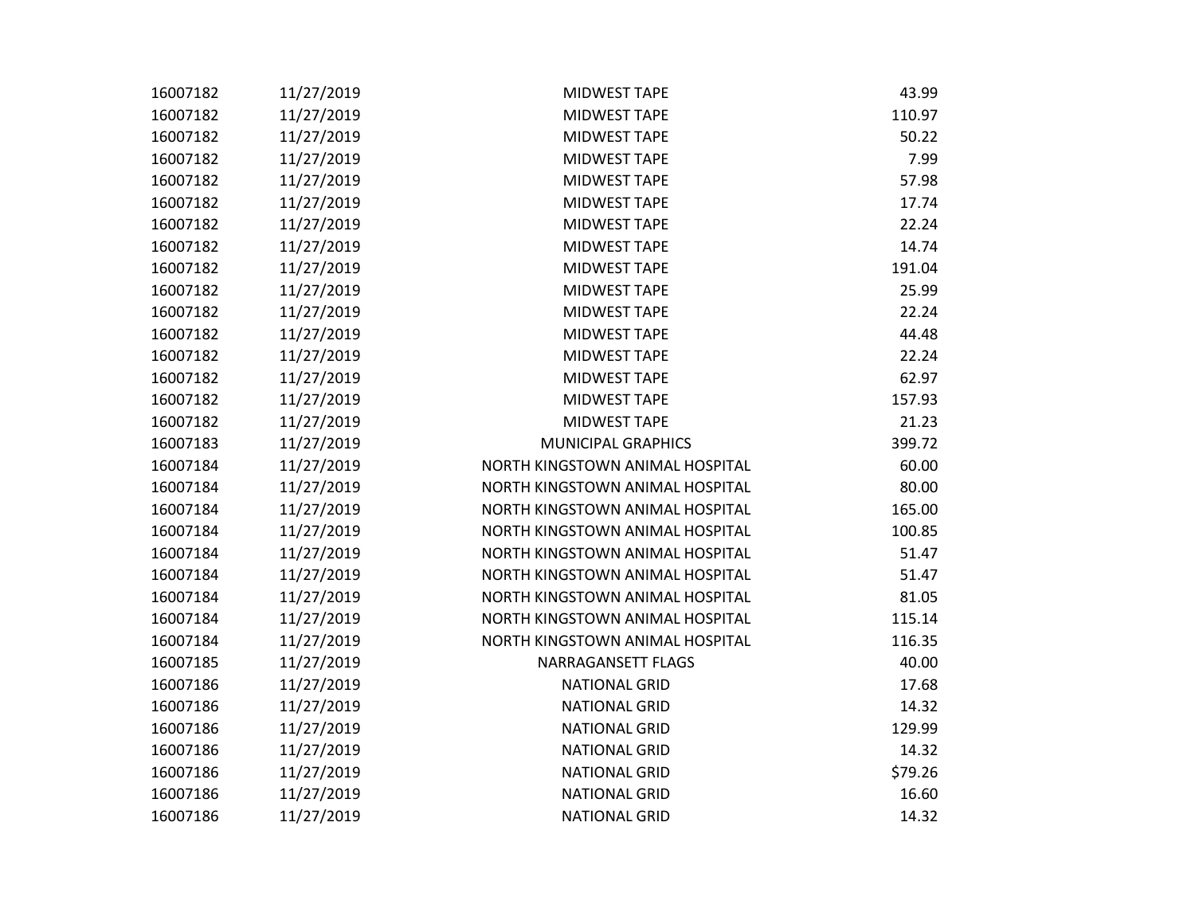| | | | |
|---|---|---|---|
| 16007182 | 11/27/2019 | MIDWEST TAPE | 43.99 |
| 16007182 | 11/27/2019 | MIDWEST TAPE | 110.97 |
| 16007182 | 11/27/2019 | MIDWEST TAPE | 50.22 |
| 16007182 | 11/27/2019 | MIDWEST TAPE | 7.99 |
| 16007182 | 11/27/2019 | MIDWEST TAPE | 57.98 |
| 16007182 | 11/27/2019 | MIDWEST TAPE | 17.74 |
| 16007182 | 11/27/2019 | MIDWEST TAPE | 22.24 |
| 16007182 | 11/27/2019 | MIDWEST TAPE | 14.74 |
| 16007182 | 11/27/2019 | MIDWEST TAPE | 191.04 |
| 16007182 | 11/27/2019 | MIDWEST TAPE | 25.99 |
| 16007182 | 11/27/2019 | MIDWEST TAPE | 22.24 |
| 16007182 | 11/27/2019 | MIDWEST TAPE | 44.48 |
| 16007182 | 11/27/2019 | MIDWEST TAPE | 22.24 |
| 16007182 | 11/27/2019 | MIDWEST TAPE | 62.97 |
| 16007182 | 11/27/2019 | MIDWEST TAPE | 157.93 |
| 16007182 | 11/27/2019 | MIDWEST TAPE | 21.23 |
| 16007183 | 11/27/2019 | MUNICIPAL GRAPHICS | 399.72 |
| 16007184 | 11/27/2019 | NORTH KINGSTOWN ANIMAL HOSPITAL | 60.00 |
| 16007184 | 11/27/2019 | NORTH KINGSTOWN ANIMAL HOSPITAL | 80.00 |
| 16007184 | 11/27/2019 | NORTH KINGSTOWN ANIMAL HOSPITAL | 165.00 |
| 16007184 | 11/27/2019 | NORTH KINGSTOWN ANIMAL HOSPITAL | 100.85 |
| 16007184 | 11/27/2019 | NORTH KINGSTOWN ANIMAL HOSPITAL | 51.47 |
| 16007184 | 11/27/2019 | NORTH KINGSTOWN ANIMAL HOSPITAL | 51.47 |
| 16007184 | 11/27/2019 | NORTH KINGSTOWN ANIMAL HOSPITAL | 81.05 |
| 16007184 | 11/27/2019 | NORTH KINGSTOWN ANIMAL HOSPITAL | 115.14 |
| 16007184 | 11/27/2019 | NORTH KINGSTOWN ANIMAL HOSPITAL | 116.35 |
| 16007185 | 11/27/2019 | NARRAGANSETT FLAGS | 40.00 |
| 16007186 | 11/27/2019 | NATIONAL GRID | 17.68 |
| 16007186 | 11/27/2019 | NATIONAL GRID | 14.32 |
| 16007186 | 11/27/2019 | NATIONAL GRID | 129.99 |
| 16007186 | 11/27/2019 | NATIONAL GRID | 14.32 |
| 16007186 | 11/27/2019 | NATIONAL GRID | $79.26 |
| 16007186 | 11/27/2019 | NATIONAL GRID | 16.60 |
| 16007186 | 11/27/2019 | NATIONAL GRID | 14.32 |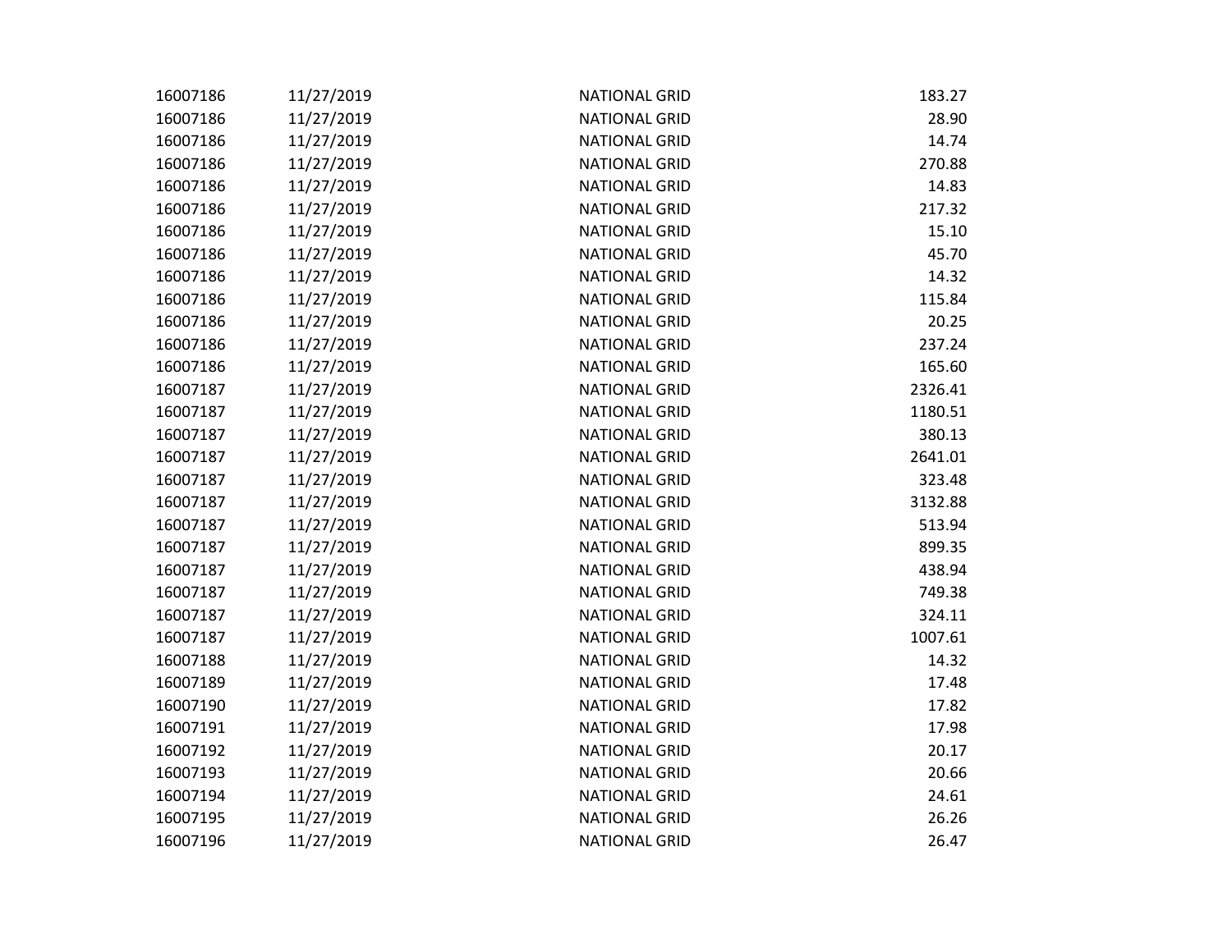| | | | |
|---|---|---|---|
| 16007186 | 11/27/2019 | NATIONAL GRID | 183.27 |
| 16007186 | 11/27/2019 | NATIONAL GRID | 28.90 |
| 16007186 | 11/27/2019 | NATIONAL GRID | 14.74 |
| 16007186 | 11/27/2019 | NATIONAL GRID | 270.88 |
| 16007186 | 11/27/2019 | NATIONAL GRID | 14.83 |
| 16007186 | 11/27/2019 | NATIONAL GRID | 217.32 |
| 16007186 | 11/27/2019 | NATIONAL GRID | 15.10 |
| 16007186 | 11/27/2019 | NATIONAL GRID | 45.70 |
| 16007186 | 11/27/2019 | NATIONAL GRID | 14.32 |
| 16007186 | 11/27/2019 | NATIONAL GRID | 115.84 |
| 16007186 | 11/27/2019 | NATIONAL GRID | 20.25 |
| 16007186 | 11/27/2019 | NATIONAL GRID | 237.24 |
| 16007186 | 11/27/2019 | NATIONAL GRID | 165.60 |
| 16007187 | 11/27/2019 | NATIONAL GRID | 2326.41 |
| 16007187 | 11/27/2019 | NATIONAL GRID | 1180.51 |
| 16007187 | 11/27/2019 | NATIONAL GRID | 380.13 |
| 16007187 | 11/27/2019 | NATIONAL GRID | 2641.01 |
| 16007187 | 11/27/2019 | NATIONAL GRID | 323.48 |
| 16007187 | 11/27/2019 | NATIONAL GRID | 3132.88 |
| 16007187 | 11/27/2019 | NATIONAL GRID | 513.94 |
| 16007187 | 11/27/2019 | NATIONAL GRID | 899.35 |
| 16007187 | 11/27/2019 | NATIONAL GRID | 438.94 |
| 16007187 | 11/27/2019 | NATIONAL GRID | 749.38 |
| 16007187 | 11/27/2019 | NATIONAL GRID | 324.11 |
| 16007187 | 11/27/2019 | NATIONAL GRID | 1007.61 |
| 16007188 | 11/27/2019 | NATIONAL GRID | 14.32 |
| 16007189 | 11/27/2019 | NATIONAL GRID | 17.48 |
| 16007190 | 11/27/2019 | NATIONAL GRID | 17.82 |
| 16007191 | 11/27/2019 | NATIONAL GRID | 17.98 |
| 16007192 | 11/27/2019 | NATIONAL GRID | 20.17 |
| 16007193 | 11/27/2019 | NATIONAL GRID | 20.66 |
| 16007194 | 11/27/2019 | NATIONAL GRID | 24.61 |
| 16007195 | 11/27/2019 | NATIONAL GRID | 26.26 |
| 16007196 | 11/27/2019 | NATIONAL GRID | 26.47 |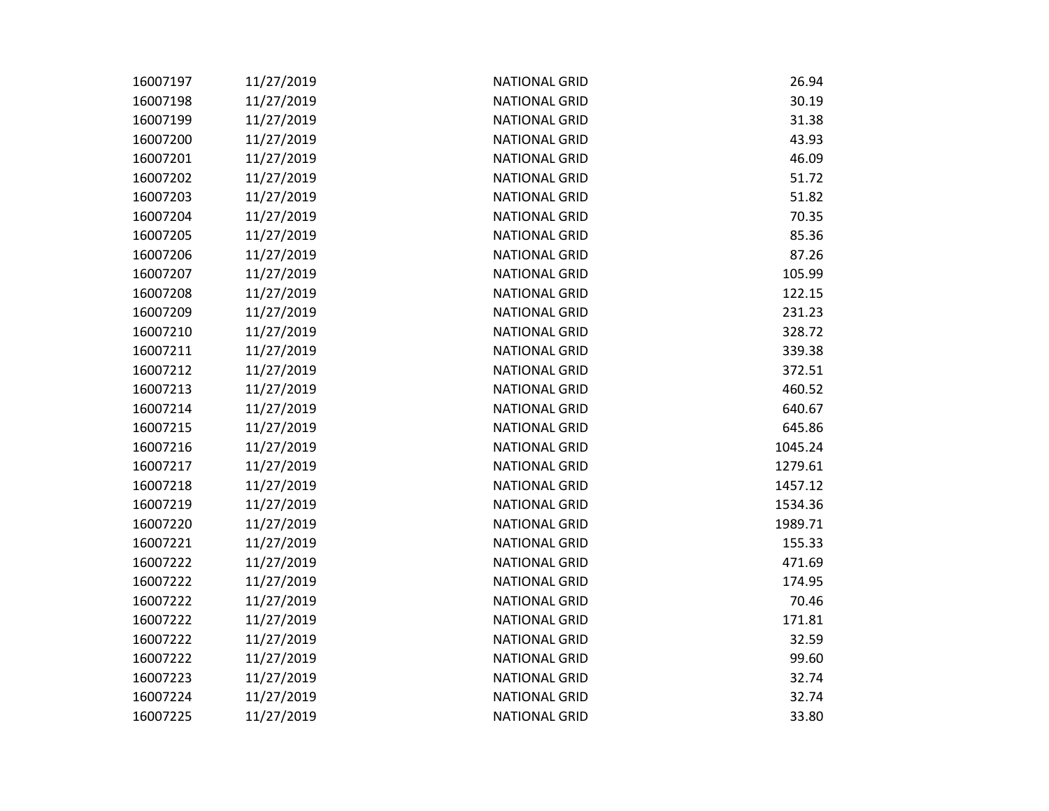| | | | |
|---|---|---|---|
| 16007197 | 11/27/2019 | NATIONAL GRID | 26.94 |
| 16007198 | 11/27/2019 | NATIONAL GRID | 30.19 |
| 16007199 | 11/27/2019 | NATIONAL GRID | 31.38 |
| 16007200 | 11/27/2019 | NATIONAL GRID | 43.93 |
| 16007201 | 11/27/2019 | NATIONAL GRID | 46.09 |
| 16007202 | 11/27/2019 | NATIONAL GRID | 51.72 |
| 16007203 | 11/27/2019 | NATIONAL GRID | 51.82 |
| 16007204 | 11/27/2019 | NATIONAL GRID | 70.35 |
| 16007205 | 11/27/2019 | NATIONAL GRID | 85.36 |
| 16007206 | 11/27/2019 | NATIONAL GRID | 87.26 |
| 16007207 | 11/27/2019 | NATIONAL GRID | 105.99 |
| 16007208 | 11/27/2019 | NATIONAL GRID | 122.15 |
| 16007209 | 11/27/2019 | NATIONAL GRID | 231.23 |
| 16007210 | 11/27/2019 | NATIONAL GRID | 328.72 |
| 16007211 | 11/27/2019 | NATIONAL GRID | 339.38 |
| 16007212 | 11/27/2019 | NATIONAL GRID | 372.51 |
| 16007213 | 11/27/2019 | NATIONAL GRID | 460.52 |
| 16007214 | 11/27/2019 | NATIONAL GRID | 640.67 |
| 16007215 | 11/27/2019 | NATIONAL GRID | 645.86 |
| 16007216 | 11/27/2019 | NATIONAL GRID | 1045.24 |
| 16007217 | 11/27/2019 | NATIONAL GRID | 1279.61 |
| 16007218 | 11/27/2019 | NATIONAL GRID | 1457.12 |
| 16007219 | 11/27/2019 | NATIONAL GRID | 1534.36 |
| 16007220 | 11/27/2019 | NATIONAL GRID | 1989.71 |
| 16007221 | 11/27/2019 | NATIONAL GRID | 155.33 |
| 16007222 | 11/27/2019 | NATIONAL GRID | 471.69 |
| 16007222 | 11/27/2019 | NATIONAL GRID | 174.95 |
| 16007222 | 11/27/2019 | NATIONAL GRID | 70.46 |
| 16007222 | 11/27/2019 | NATIONAL GRID | 171.81 |
| 16007222 | 11/27/2019 | NATIONAL GRID | 32.59 |
| 16007222 | 11/27/2019 | NATIONAL GRID | 99.60 |
| 16007223 | 11/27/2019 | NATIONAL GRID | 32.74 |
| 16007224 | 11/27/2019 | NATIONAL GRID | 32.74 |
| 16007225 | 11/27/2019 | NATIONAL GRID | 33.80 |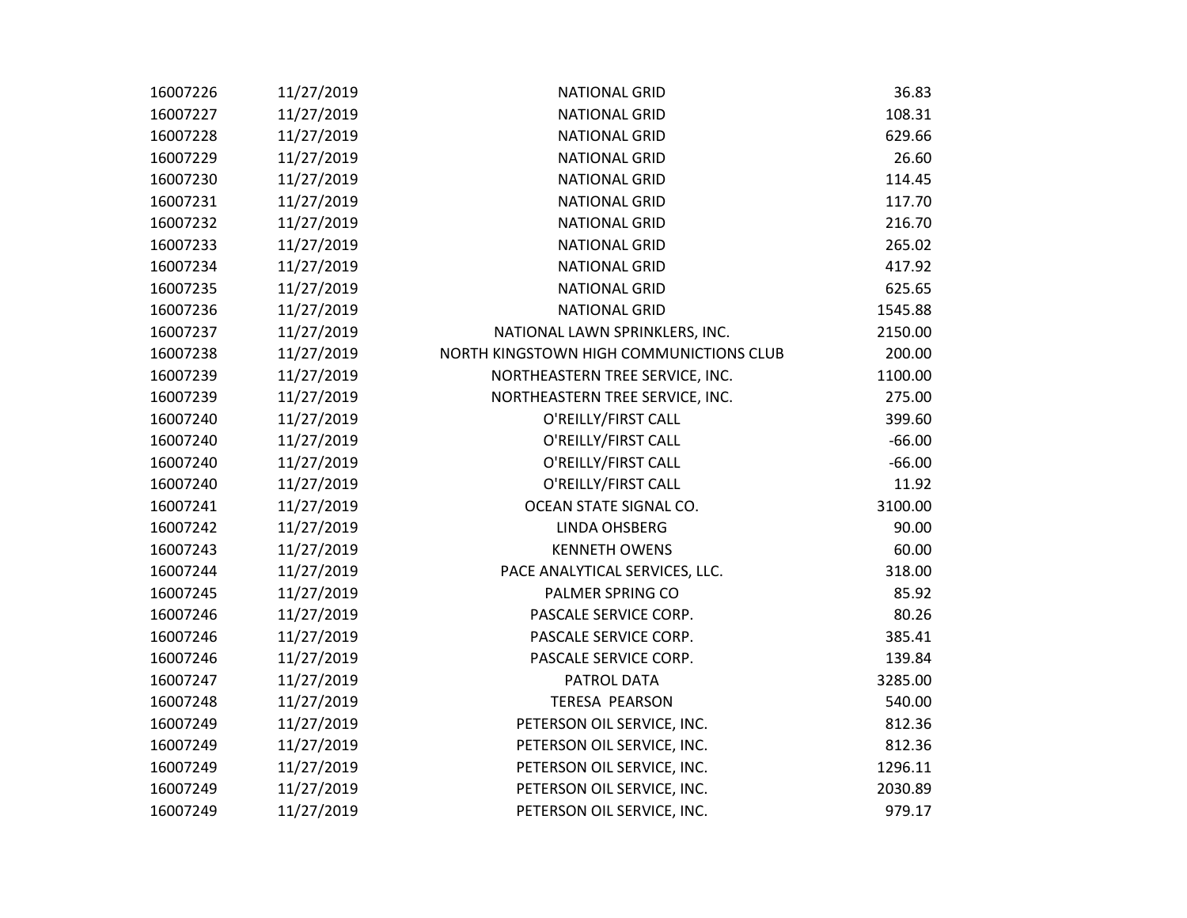| | | | |
|---|---|---|---|
| 16007226 | 11/27/2019 | NATIONAL GRID | 36.83 |
| 16007227 | 11/27/2019 | NATIONAL GRID | 108.31 |
| 16007228 | 11/27/2019 | NATIONAL GRID | 629.66 |
| 16007229 | 11/27/2019 | NATIONAL GRID | 26.60 |
| 16007230 | 11/27/2019 | NATIONAL GRID | 114.45 |
| 16007231 | 11/27/2019 | NATIONAL GRID | 117.70 |
| 16007232 | 11/27/2019 | NATIONAL GRID | 216.70 |
| 16007233 | 11/27/2019 | NATIONAL GRID | 265.02 |
| 16007234 | 11/27/2019 | NATIONAL GRID | 417.92 |
| 16007235 | 11/27/2019 | NATIONAL GRID | 625.65 |
| 16007236 | 11/27/2019 | NATIONAL GRID | 1545.88 |
| 16007237 | 11/27/2019 | NATIONAL LAWN SPRINKLERS, INC. | 2150.00 |
| 16007238 | 11/27/2019 | NORTH KINGSTOWN HIGH COMMUNICTIONS CLUB | 200.00 |
| 16007239 | 11/27/2019 | NORTHEASTERN TREE SERVICE, INC. | 1100.00 |
| 16007239 | 11/27/2019 | NORTHEASTERN TREE SERVICE, INC. | 275.00 |
| 16007240 | 11/27/2019 | O'REILLY/FIRST CALL | 399.60 |
| 16007240 | 11/27/2019 | O'REILLY/FIRST CALL | -66.00 |
| 16007240 | 11/27/2019 | O'REILLY/FIRST CALL | -66.00 |
| 16007240 | 11/27/2019 | O'REILLY/FIRST CALL | 11.92 |
| 16007241 | 11/27/2019 | OCEAN STATE SIGNAL CO. | 3100.00 |
| 16007242 | 11/27/2019 | LINDA OHSBERG | 90.00 |
| 16007243 | 11/27/2019 | KENNETH OWENS | 60.00 |
| 16007244 | 11/27/2019 | PACE ANALYTICAL SERVICES, LLC. | 318.00 |
| 16007245 | 11/27/2019 | PALMER SPRING CO | 85.92 |
| 16007246 | 11/27/2019 | PASCALE SERVICE CORP. | 80.26 |
| 16007246 | 11/27/2019 | PASCALE SERVICE CORP. | 385.41 |
| 16007246 | 11/27/2019 | PASCALE SERVICE CORP. | 139.84 |
| 16007247 | 11/27/2019 | PATROL DATA | 3285.00 |
| 16007248 | 11/27/2019 | TERESA PEARSON | 540.00 |
| 16007249 | 11/27/2019 | PETERSON OIL SERVICE, INC. | 812.36 |
| 16007249 | 11/27/2019 | PETERSON OIL SERVICE, INC. | 812.36 |
| 16007249 | 11/27/2019 | PETERSON OIL SERVICE, INC. | 1296.11 |
| 16007249 | 11/27/2019 | PETERSON OIL SERVICE, INC. | 2030.89 |
| 16007249 | 11/27/2019 | PETERSON OIL SERVICE, INC. | 979.17 |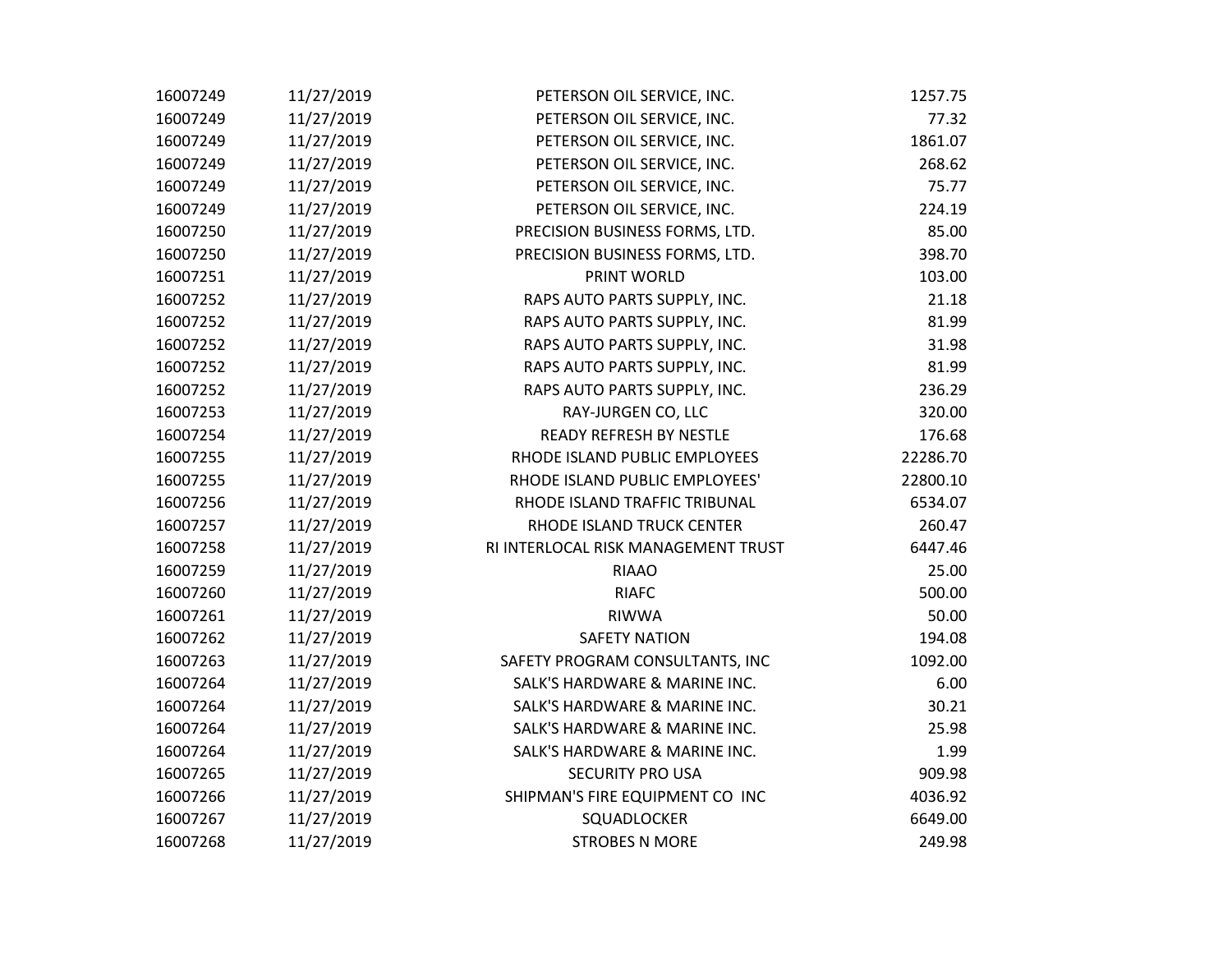| | | | |
|---|---|---|---|
| 16007249 | 11/27/2019 | PETERSON OIL SERVICE, INC. | 1257.75 |
| 16007249 | 11/27/2019 | PETERSON OIL SERVICE, INC. | 77.32 |
| 16007249 | 11/27/2019 | PETERSON OIL SERVICE, INC. | 1861.07 |
| 16007249 | 11/27/2019 | PETERSON OIL SERVICE, INC. | 268.62 |
| 16007249 | 11/27/2019 | PETERSON OIL SERVICE, INC. | 75.77 |
| 16007249 | 11/27/2019 | PETERSON OIL SERVICE, INC. | 224.19 |
| 16007250 | 11/27/2019 | PRECISION BUSINESS FORMS, LTD. | 85.00 |
| 16007250 | 11/27/2019 | PRECISION BUSINESS FORMS, LTD. | 398.70 |
| 16007251 | 11/27/2019 | PRINT WORLD | 103.00 |
| 16007252 | 11/27/2019 | RAPS AUTO PARTS SUPPLY, INC. | 21.18 |
| 16007252 | 11/27/2019 | RAPS AUTO PARTS SUPPLY, INC. | 81.99 |
| 16007252 | 11/27/2019 | RAPS AUTO PARTS SUPPLY, INC. | 31.98 |
| 16007252 | 11/27/2019 | RAPS AUTO PARTS SUPPLY, INC. | 81.99 |
| 16007252 | 11/27/2019 | RAPS AUTO PARTS SUPPLY, INC. | 236.29 |
| 16007253 | 11/27/2019 | RAY-JURGEN CO, LLC | 320.00 |
| 16007254 | 11/27/2019 | READY REFRESH BY NESTLE | 176.68 |
| 16007255 | 11/27/2019 | RHODE ISLAND PUBLIC EMPLOYEES | 22286.70 |
| 16007255 | 11/27/2019 | RHODE ISLAND PUBLIC EMPLOYEES' | 22800.10 |
| 16007256 | 11/27/2019 | RHODE ISLAND TRAFFIC TRIBUNAL | 6534.07 |
| 16007257 | 11/27/2019 | RHODE ISLAND TRUCK CENTER | 260.47 |
| 16007258 | 11/27/2019 | RI INTERLOCAL RISK MANAGEMENT TRUST | 6447.46 |
| 16007259 | 11/27/2019 | RIAAO | 25.00 |
| 16007260 | 11/27/2019 | RIAFC | 500.00 |
| 16007261 | 11/27/2019 | RIWWA | 50.00 |
| 16007262 | 11/27/2019 | SAFETY NATION | 194.08 |
| 16007263 | 11/27/2019 | SAFETY PROGRAM CONSULTANTS, INC | 1092.00 |
| 16007264 | 11/27/2019 | SALK'S HARDWARE & MARINE INC. | 6.00 |
| 16007264 | 11/27/2019 | SALK'S HARDWARE & MARINE INC. | 30.21 |
| 16007264 | 11/27/2019 | SALK'S HARDWARE & MARINE INC. | 25.98 |
| 16007264 | 11/27/2019 | SALK'S HARDWARE & MARINE INC. | 1.99 |
| 16007265 | 11/27/2019 | SECURITY PRO USA | 909.98 |
| 16007266 | 11/27/2019 | SHIPMAN'S FIRE EQUIPMENT CO INC | 4036.92 |
| 16007267 | 11/27/2019 | SQUADLOCKER | 6649.00 |
| 16007268 | 11/27/2019 | STROBES N MORE | 249.98 |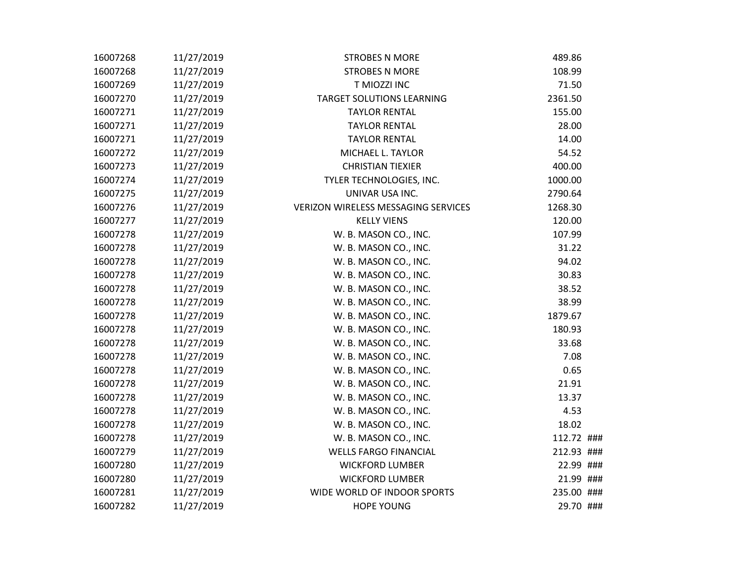| | | | | |
|---|---|---|---|---|
| 16007268 | 11/27/2019 | STROBES N MORE | 489.86 | |
| 16007268 | 11/27/2019 | STROBES N MORE | 108.99 | |
| 16007269 | 11/27/2019 | T MIOZZI INC | 71.50 | |
| 16007270 | 11/27/2019 | TARGET SOLUTIONS LEARNING | 2361.50 | |
| 16007271 | 11/27/2019 | TAYLOR RENTAL | 155.00 | |
| 16007271 | 11/27/2019 | TAYLOR RENTAL | 28.00 | |
| 16007271 | 11/27/2019 | TAYLOR RENTAL | 14.00 | |
| 16007272 | 11/27/2019 | MICHAEL L. TAYLOR | 54.52 | |
| 16007273 | 11/27/2019 | CHRISTIAN TIEXIER | 400.00 | |
| 16007274 | 11/27/2019 | TYLER TECHNOLOGIES, INC. | 1000.00 | |
| 16007275 | 11/27/2019 | UNIVAR USA INC. | 2790.64 | |
| 16007276 | 11/27/2019 | VERIZON WIRELESS MESSAGING SERVICES | 1268.30 | |
| 16007277 | 11/27/2019 | KELLY VIENS | 120.00 | |
| 16007278 | 11/27/2019 | W. B. MASON CO., INC. | 107.99 | |
| 16007278 | 11/27/2019 | W. B. MASON CO., INC. | 31.22 | |
| 16007278 | 11/27/2019 | W. B. MASON CO., INC. | 94.02 | |
| 16007278 | 11/27/2019 | W. B. MASON CO., INC. | 30.83 | |
| 16007278 | 11/27/2019 | W. B. MASON CO., INC. | 38.52 | |
| 16007278 | 11/27/2019 | W. B. MASON CO., INC. | 38.99 | |
| 16007278 | 11/27/2019 | W. B. MASON CO., INC. | 1879.67 | |
| 16007278 | 11/27/2019 | W. B. MASON CO., INC. | 180.93 | |
| 16007278 | 11/27/2019 | W. B. MASON CO., INC. | 33.68 | |
| 16007278 | 11/27/2019 | W. B. MASON CO., INC. | 7.08 | |
| 16007278 | 11/27/2019 | W. B. MASON CO., INC. | 0.65 | |
| 16007278 | 11/27/2019 | W. B. MASON CO., INC. | 21.91 | |
| 16007278 | 11/27/2019 | W. B. MASON CO., INC. | 13.37 | |
| 16007278 | 11/27/2019 | W. B. MASON CO., INC. | 4.53 | |
| 16007278 | 11/27/2019 | W. B. MASON CO., INC. | 18.02 | |
| 16007278 | 11/27/2019 | W. B. MASON CO., INC. | 112.72 | ### |
| 16007279 | 11/27/2019 | WELLS FARGO FINANCIAL | 212.93 | ### |
| 16007280 | 11/27/2019 | WICKFORD LUMBER | 22.99 | ### |
| 16007280 | 11/27/2019 | WICKFORD LUMBER | 21.99 | ### |
| 16007281 | 11/27/2019 | WIDE WORLD OF INDOOR SPORTS | 235.00 | ### |
| 16007282 | 11/27/2019 | HOPE YOUNG | 29.70 | ### |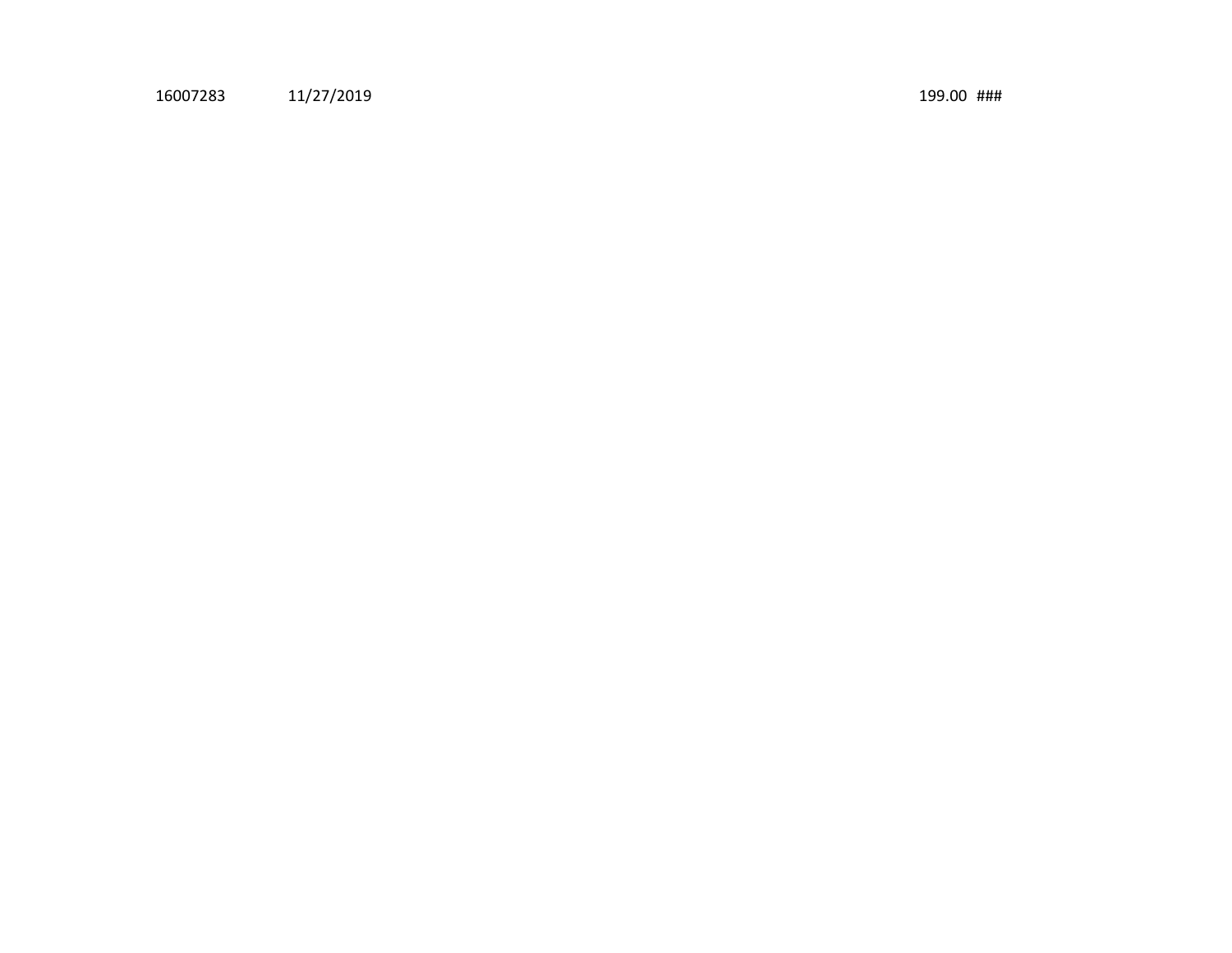| | | | |
|---|---|---|---|
| 16007283 | 11/27/2019 | 199.00 | ### |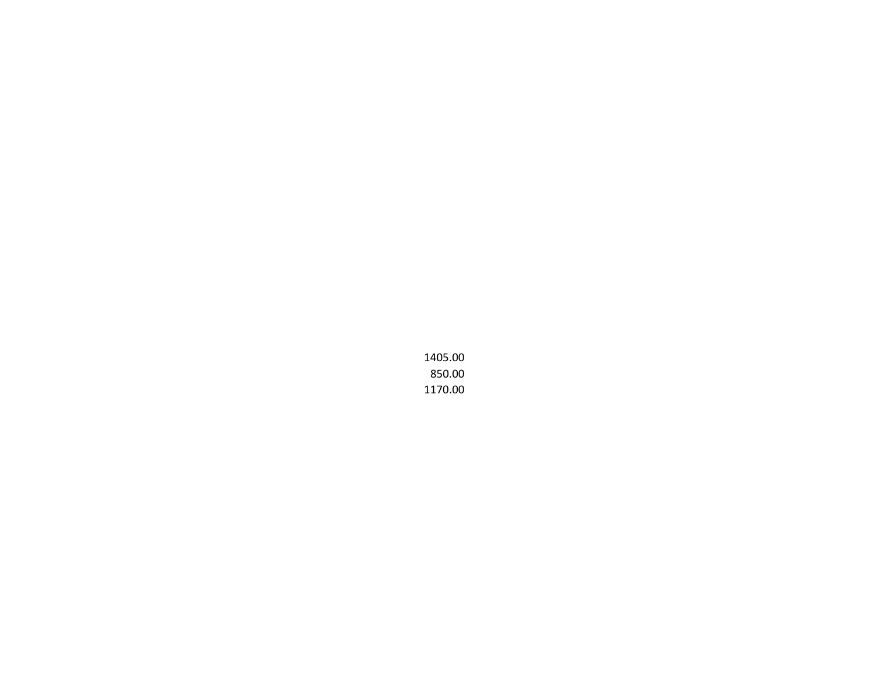1405.00
850.00
1170.00